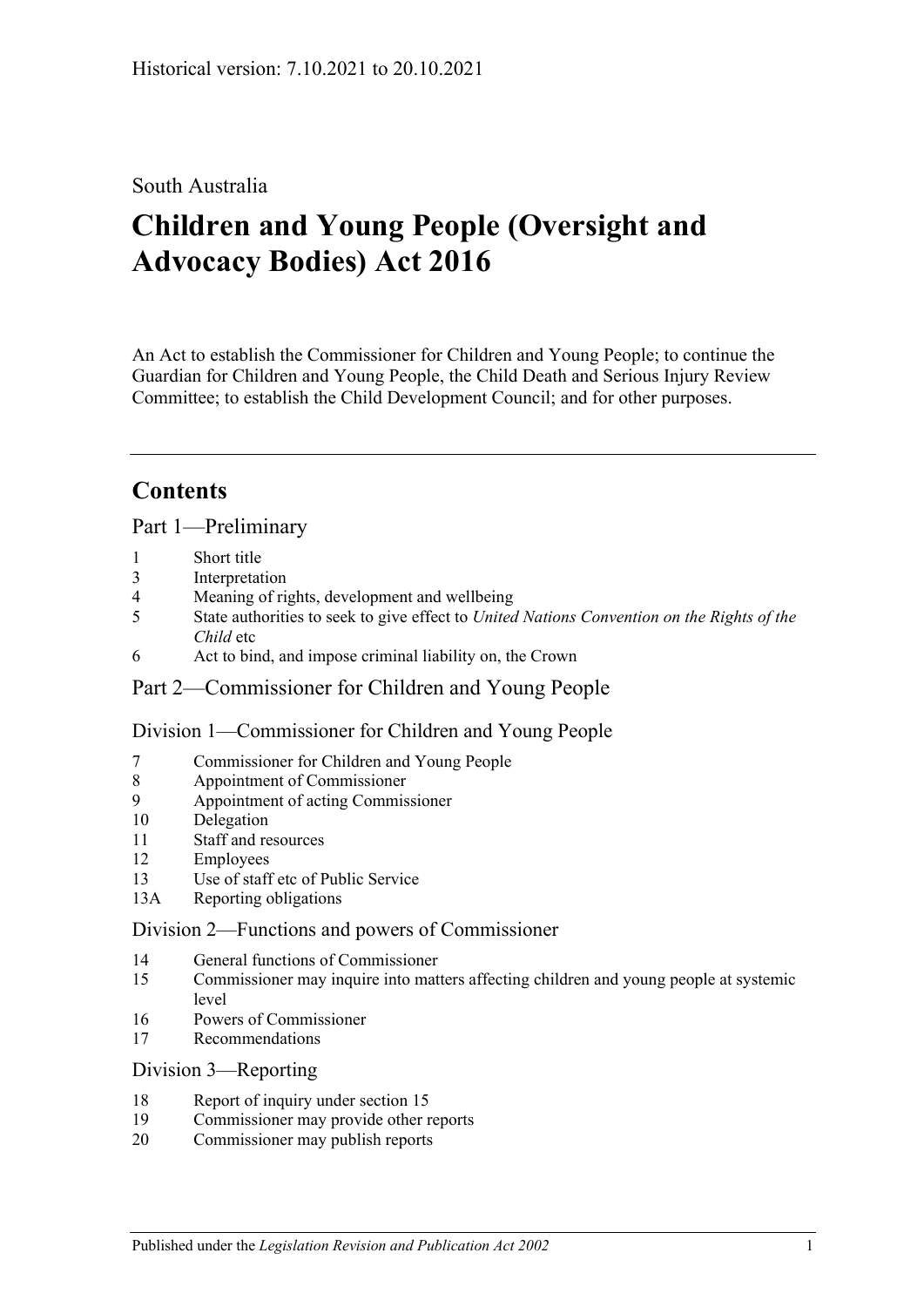South Australia

# Children and Young People (Oversight and Advocacy Bodies) Act 2016

An Act to establish the Commissioner for Children and Young People; to continue the Guardian for Children and Young People, the Child Death and Serious Injury Review Committee; to establish the Child Development Council; and for other purposes.

## Contents

Part 1—Preliminary

1 Short title
3 Interpretation
4 Meaning of rights, development and wellbeing
5 State authorities to seek to give effect to *United Nations Convention on the Rights of the Child* etc
6 Act to bind, and impose criminal liability on, the Crown

Part 2—Commissioner for Children and Young People

Division 1—Commissioner for Children and Young People

7 Commissioner for Children and Young People
8 Appointment of Commissioner
9 Appointment of acting Commissioner
10 Delegation
11 Staff and resources
12 Employees
13 Use of staff etc of Public Service
13A Reporting obligations

Division 2—Functions and powers of Commissioner

14 General functions of Commissioner
15 Commissioner may inquire into matters affecting children and young people at systemic level
16 Powers of Commissioner
17 Recommendations

Division 3—Reporting

18 Report of inquiry under section 15
19 Commissioner may provide other reports
20 Commissioner may publish reports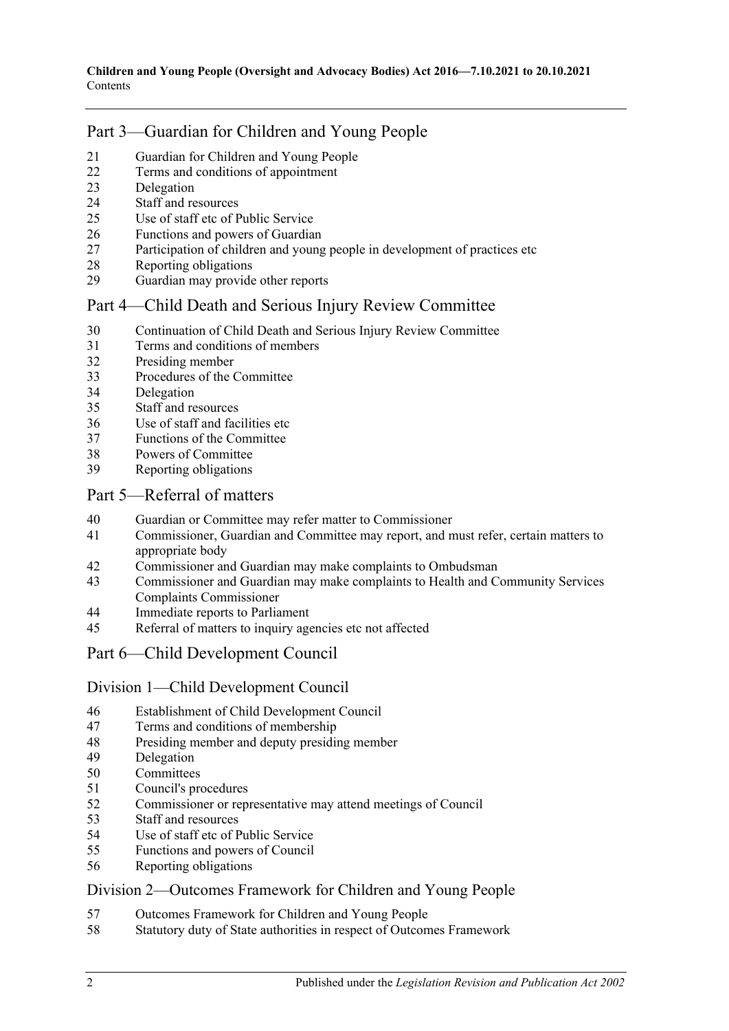## Part 3—Guardian for Children and Young People

21 Guardian for Children and Young People
22 Terms and conditions of appointment
23 Delegation
24 Staff and resources
25 Use of staff etc of Public Service
26 Functions and powers of Guardian
27 Participation of children and young people in development of practices etc
28 Reporting obligations
29 Guardian may provide other reports

## Part 4—Child Death and Serious Injury Review Committee

30 Continuation of Child Death and Serious Injury Review Committee
31 Terms and conditions of members
32 Presiding member
33 Procedures of the Committee
34 Delegation
35 Staff and resources
36 Use of staff and facilities etc
37 Functions of the Committee
38 Powers of Committee
39 Reporting obligations

## Part 5—Referral of matters

40 Guardian or Committee may refer matter to Commissioner
41 Commissioner, Guardian and Committee may report, and must refer, certain matters to appropriate body
42 Commissioner and Guardian may make complaints to Ombudsman
43 Commissioner and Guardian may make complaints to Health and Community Services Complaints Commissioner
44 Immediate reports to Parliament
45 Referral of matters to inquiry agencies etc not affected

## Part 6—Child Development Council

### Division 1—Child Development Council

46 Establishment of Child Development Council
47 Terms and conditions of membership
48 Presiding member and deputy presiding member
49 Delegation
50 Committees
51 Council's procedures
52 Commissioner or representative may attend meetings of Council
53 Staff and resources
54 Use of staff etc of Public Service
55 Functions and powers of Council
56 Reporting obligations

### Division 2—Outcomes Framework for Children and Young People

57 Outcomes Framework for Children and Young People
58 Statutory duty of State authorities in respect of Outcomes Framework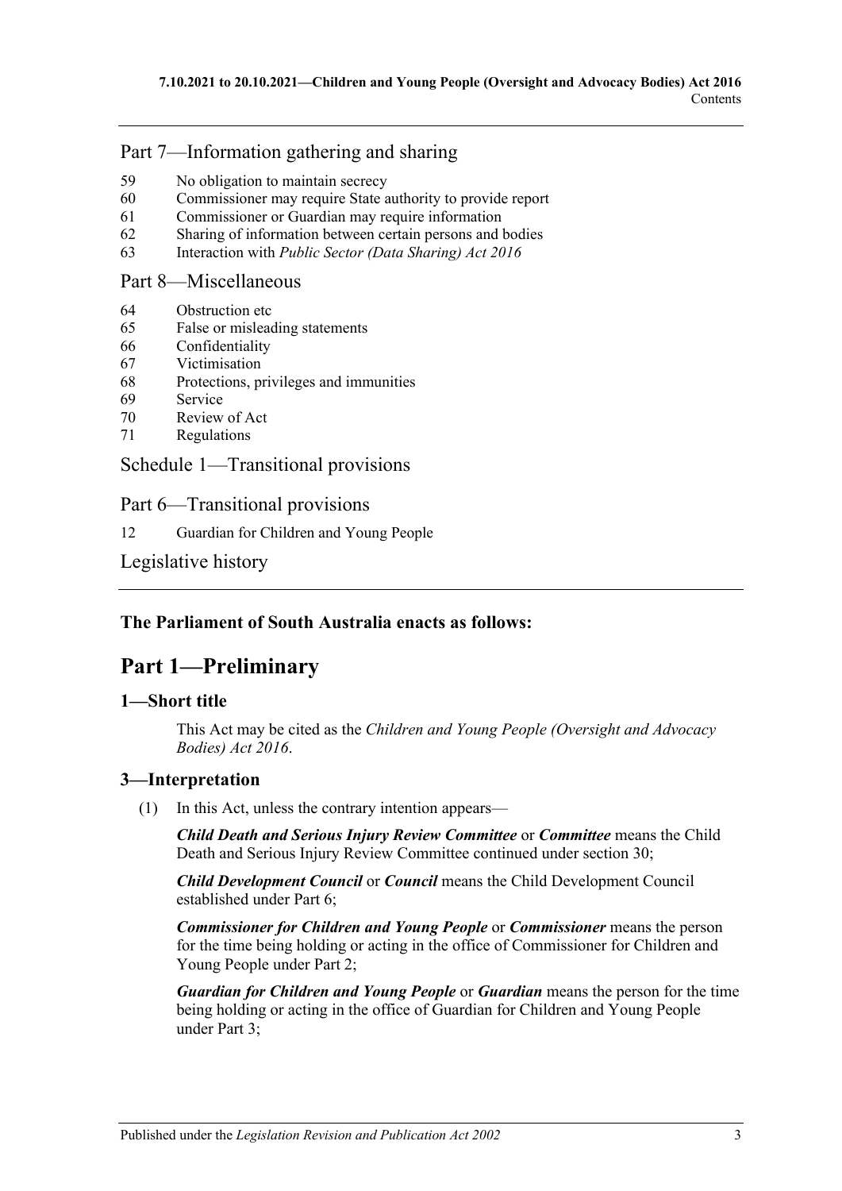## Part 7—Information gathering and sharing

59 No obligation to maintain secrecy
60 Commissioner may require State authority to provide report
61 Commissioner or Guardian may require information
62 Sharing of information between certain persons and bodies
63 Interaction with *Public Sector (Data Sharing) Act 2016*

## Part 8—Miscellaneous

64 Obstruction etc
65 False or misleading statements
66 Confidentiality
67 Victimisation
68 Protections, privileges and immunities
69 Service
70 Review of Act
71 Regulations

## Schedule 1—Transitional provisions

## Part 6—Transitional provisions

12 Guardian for Children and Young People

## Legislative history

**The Parliament of South Australia enacts as follows:**

# Part 1—Preliminary

### 1—Short title

This Act may be cited as the *Children and Young People (Oversight and Advocacy Bodies) Act 2016*.

### 3—Interpretation

(1) In this Act, unless the contrary intention appears—

***Child Death and Serious Injury Review Committee*** or ***Committee*** means the Child Death and Serious Injury Review Committee continued under section 30;

***Child Development Council*** or ***Council*** means the Child Development Council established under Part 6;

***Commissioner for Children and Young People*** or ***Commissioner*** means the person for the time being holding or acting in the office of Commissioner for Children and Young People under Part 2;

***Guardian for Children and Young People*** or ***Guardian*** means the person for the time being holding or acting in the office of Guardian for Children and Young People under Part 3;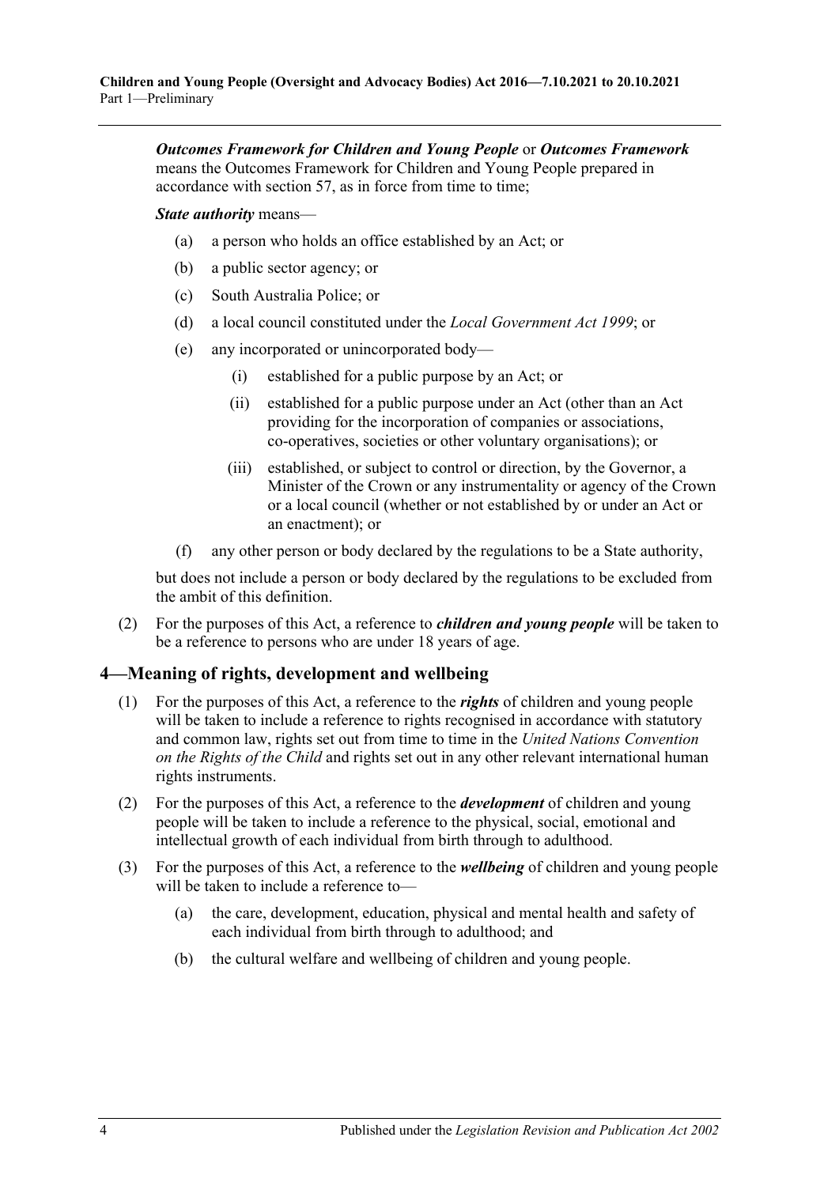***Outcomes Framework for Children and Young People*** or ***Outcomes Framework*** means the Outcomes Framework for Children and Young People prepared in accordance with section 57, as in force from time to time;

***State authority*** means—

(a) a person who holds an office established by an Act; or

(b) a public sector agency; or

(c) South Australia Police; or

(d) a local council constituted under the *Local Government Act 1999*; or

(e) any incorporated or unincorporated body—

(i) established for a public purpose by an Act; or

(ii) established for a public purpose under an Act (other than an Act providing for the incorporation of companies or associations, co-operatives, societies or other voluntary organisations); or

(iii) established, or subject to control or direction, by the Governor, a Minister of the Crown or any instrumentality or agency of the Crown or a local council (whether or not established by or under an Act or an enactment); or

(f) any other person or body declared by the regulations to be a State authority,

but does not include a person or body declared by the regulations to be excluded from the ambit of this definition.

(2) For the purposes of this Act, a reference to ***children and young people*** will be taken to be a reference to persons who are under 18 years of age.

## 4—Meaning of rights, development and wellbeing

(1) For the purposes of this Act, a reference to the ***rights*** of children and young people will be taken to include a reference to rights recognised in accordance with statutory and common law, rights set out from time to time in the *United Nations Convention on the Rights of the Child* and rights set out in any other relevant international human rights instruments.

(2) For the purposes of this Act, a reference to the ***development*** of children and young people will be taken to include a reference to the physical, social, emotional and intellectual growth of each individual from birth through to adulthood.

(3) For the purposes of this Act, a reference to the ***wellbeing*** of children and young people will be taken to include a reference to—

(a) the care, development, education, physical and mental health and safety of each individual from birth through to adulthood; and

(b) the cultural welfare and wellbeing of children and young people.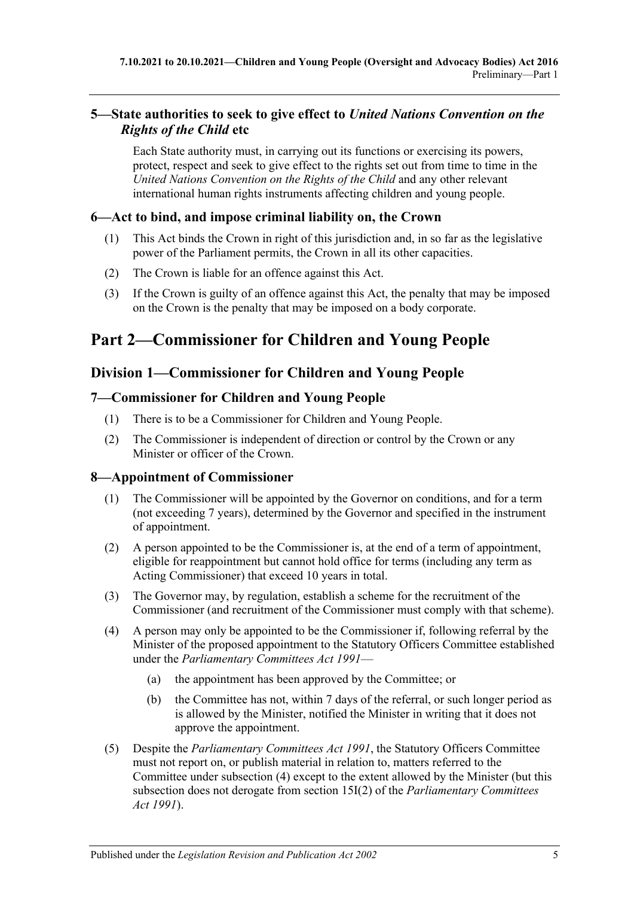### 5—State authorities to seek to give effect to *United Nations Convention on the Rights of the Child* etc

Each State authority must, in carrying out its functions or exercising its powers, protect, respect and seek to give effect to the rights set out from time to time in the *United Nations Convention on the Rights of the Child* and any other relevant international human rights instruments affecting children and young people.

### 6—Act to bind, and impose criminal liability on, the Crown

(1) This Act binds the Crown in right of this jurisdiction and, in so far as the legislative power of the Parliament permits, the Crown in all its other capacities.

(2) The Crown is liable for an offence against this Act.

(3) If the Crown is guilty of an offence against this Act, the penalty that may be imposed on the Crown is the penalty that may be imposed on a body corporate.

# Part 2—Commissioner for Children and Young People

## Division 1—Commissioner for Children and Young People

### 7—Commissioner for Children and Young People

(1) There is to be a Commissioner for Children and Young People.

(2) The Commissioner is independent of direction or control by the Crown or any Minister or officer of the Crown.

### 8—Appointment of Commissioner

(1) The Commissioner will be appointed by the Governor on conditions, and for a term (not exceeding 7 years), determined by the Governor and specified in the instrument of appointment.

(2) A person appointed to be the Commissioner is, at the end of a term of appointment, eligible for reappointment but cannot hold office for terms (including any term as Acting Commissioner) that exceed 10 years in total.

(3) The Governor may, by regulation, establish a scheme for the recruitment of the Commissioner (and recruitment of the Commissioner must comply with that scheme).

(4) A person may only be appointed to be the Commissioner if, following referral by the Minister of the proposed appointment to the Statutory Officers Committee established under the *Parliamentary Committees Act 1991*—

(a) the appointment has been approved by the Committee; or

(b) the Committee has not, within 7 days of the referral, or such longer period as is allowed by the Minister, notified the Minister in writing that it does not approve the appointment.

(5) Despite the *Parliamentary Committees Act 1991*, the Statutory Officers Committee must not report on, or publish material in relation to, matters referred to the Committee under subsection (4) except to the extent allowed by the Minister (but this subsection does not derogate from section 15I(2) of the *Parliamentary Committees Act 1991*).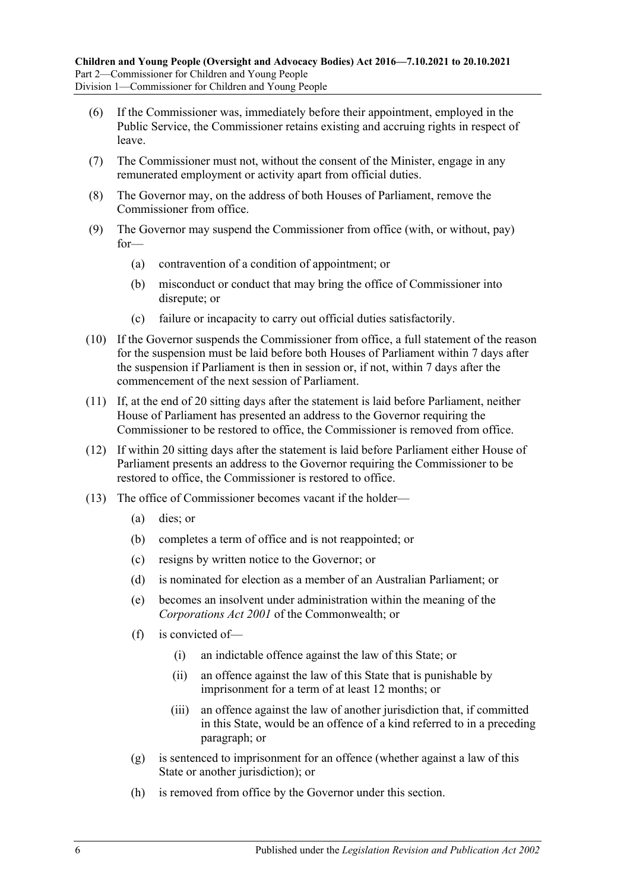(6) If the Commissioner was, immediately before their appointment, employed in the Public Service, the Commissioner retains existing and accruing rights in respect of leave.

(7) The Commissioner must not, without the consent of the Minister, engage in any remunerated employment or activity apart from official duties.

(8) The Governor may, on the address of both Houses of Parliament, remove the Commissioner from office.

(9) The Governor may suspend the Commissioner from office (with, or without, pay) for—

 (a) contravention of a condition of appointment; or

 (b) misconduct or conduct that may bring the office of Commissioner into disrepute; or

 (c) failure or incapacity to carry out official duties satisfactorily.

(10) If the Governor suspends the Commissioner from office, a full statement of the reason for the suspension must be laid before both Houses of Parliament within 7 days after the suspension if Parliament is then in session or, if not, within 7 days after the commencement of the next session of Parliament.

(11) If, at the end of 20 sitting days after the statement is laid before Parliament, neither House of Parliament has presented an address to the Governor requiring the Commissioner to be restored to office, the Commissioner is removed from office.

(12) If within 20 sitting days after the statement is laid before Parliament either House of Parliament presents an address to the Governor requiring the Commissioner to be restored to office, the Commissioner is restored to office.

(13) The office of Commissioner becomes vacant if the holder—

 (a) dies; or

 (b) completes a term of office and is not reappointed; or

 (c) resigns by written notice to the Governor; or

 (d) is nominated for election as a member of an Australian Parliament; or

 (e) becomes an insolvent under administration within the meaning of the *Corporations Act 2001* of the Commonwealth; or

 (f) is convicted of—

  (i) an indictable offence against the law of this State; or

  (ii) an offence against the law of this State that is punishable by imprisonment for a term of at least 12 months; or

  (iii) an offence against the law of another jurisdiction that, if committed in this State, would be an offence of a kind referred to in a preceding paragraph; or

 (g) is sentenced to imprisonment for an offence (whether against a law of this State or another jurisdiction); or

 (h) is removed from office by the Governor under this section.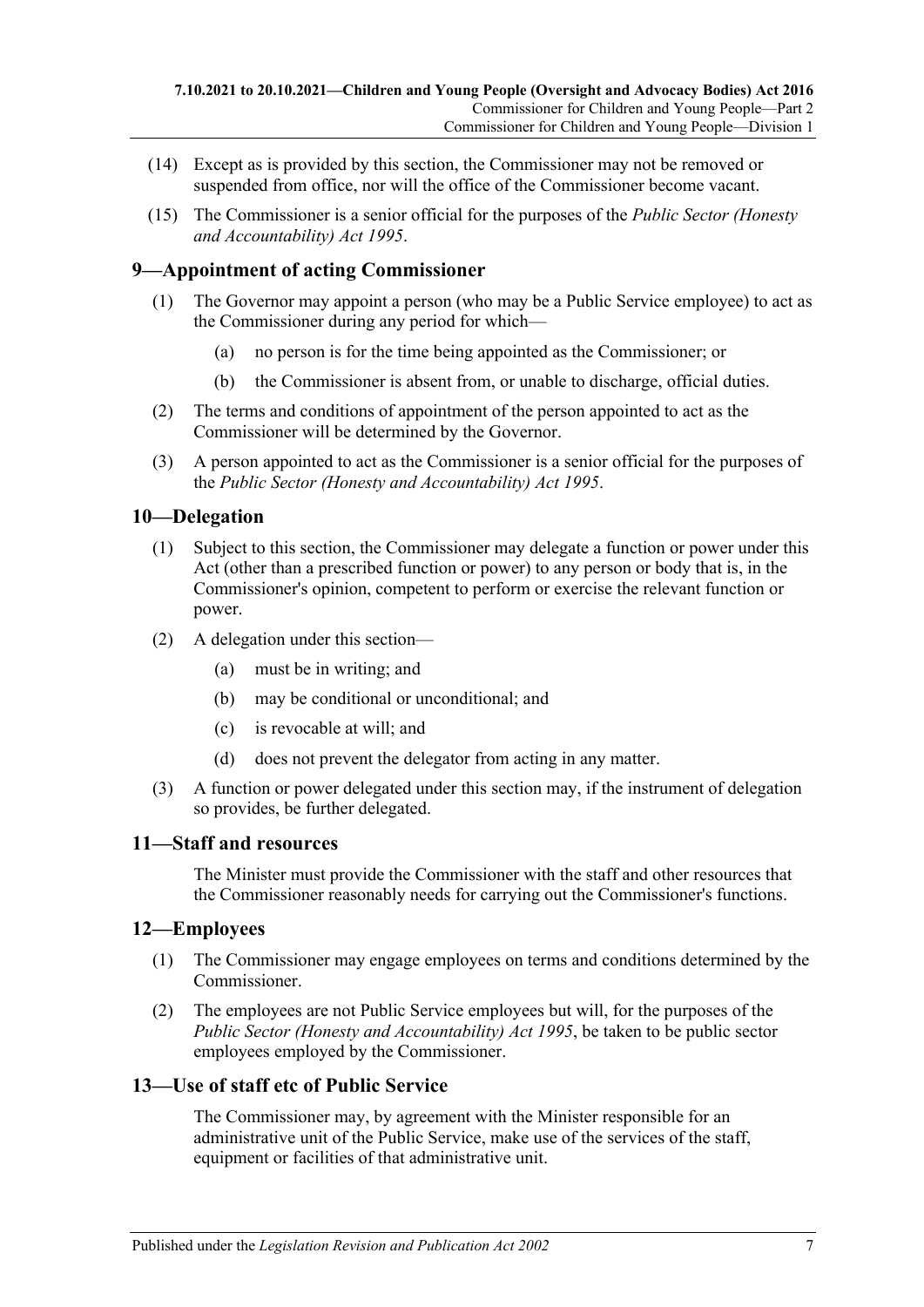(14) Except as is provided by this section, the Commissioner may not be removed or suspended from office, nor will the office of the Commissioner become vacant.

(15) The Commissioner is a senior official for the purposes of the *Public Sector (Honesty and Accountability) Act 1995*.

## 9—Appointment of acting Commissioner

(1) The Governor may appoint a person (who may be a Public Service employee) to act as the Commissioner during any period for which—

(a) no person is for the time being appointed as the Commissioner; or

(b) the Commissioner is absent from, or unable to discharge, official duties.

(2) The terms and conditions of appointment of the person appointed to act as the Commissioner will be determined by the Governor.

(3) A person appointed to act as the Commissioner is a senior official for the purposes of the *Public Sector (Honesty and Accountability) Act 1995*.

## 10—Delegation

(1) Subject to this section, the Commissioner may delegate a function or power under this Act (other than a prescribed function or power) to any person or body that is, in the Commissioner's opinion, competent to perform or exercise the relevant function or power.

(2) A delegation under this section—

(a) must be in writing; and

(b) may be conditional or unconditional; and

(c) is revocable at will; and

(d) does not prevent the delegator from acting in any matter.

(3) A function or power delegated under this section may, if the instrument of delegation so provides, be further delegated.

## 11—Staff and resources

The Minister must provide the Commissioner with the staff and other resources that the Commissioner reasonably needs for carrying out the Commissioner's functions.

## 12—Employees

(1) The Commissioner may engage employees on terms and conditions determined by the Commissioner.

(2) The employees are not Public Service employees but will, for the purposes of the *Public Sector (Honesty and Accountability) Act 1995*, be taken to be public sector employees employed by the Commissioner.

## 13—Use of staff etc of Public Service

The Commissioner may, by agreement with the Minister responsible for an administrative unit of the Public Service, make use of the services of the staff, equipment or facilities of that administrative unit.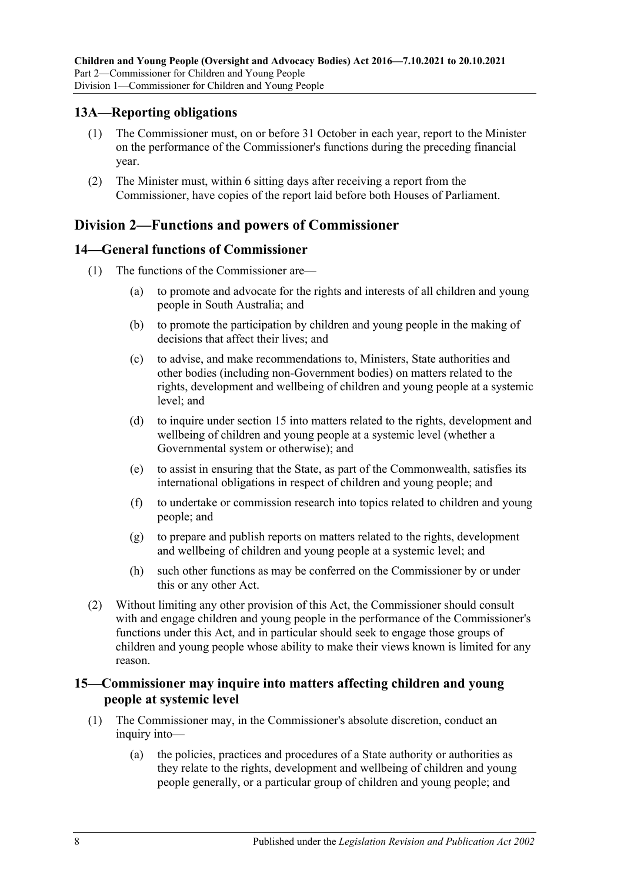## 13A—Reporting obligations

(1) The Commissioner must, on or before 31 October in each year, report to the Minister on the performance of the Commissioner's functions during the preceding financial year.

(2) The Minister must, within 6 sitting days after receiving a report from the Commissioner, have copies of the report laid before both Houses of Parliament.

# Division 2—Functions and powers of Commissioner

## 14—General functions of Commissioner

(1) The functions of the Commissioner are—

(a) to promote and advocate for the rights and interests of all children and young people in South Australia; and

(b) to promote the participation by children and young people in the making of decisions that affect their lives; and

(c) to advise, and make recommendations to, Ministers, State authorities and other bodies (including non-Government bodies) on matters related to the rights, development and wellbeing of children and young people at a systemic level; and

(d) to inquire under section 15 into matters related to the rights, development and wellbeing of children and young people at a systemic level (whether a Governmental system or otherwise); and

(e) to assist in ensuring that the State, as part of the Commonwealth, satisfies its international obligations in respect of children and young people; and

(f) to undertake or commission research into topics related to children and young people; and

(g) to prepare and publish reports on matters related to the rights, development and wellbeing of children and young people at a systemic level; and

(h) such other functions as may be conferred on the Commissioner by or under this or any other Act.

(2) Without limiting any other provision of this Act, the Commissioner should consult with and engage children and young people in the performance of the Commissioner's functions under this Act, and in particular should seek to engage those groups of children and young people whose ability to make their views known is limited for any reason.

## 15—Commissioner may inquire into matters affecting children and young people at systemic level

(1) The Commissioner may, in the Commissioner's absolute discretion, conduct an inquiry into—

(a) the policies, practices and procedures of a State authority or authorities as they relate to the rights, development and wellbeing of children and young people generally, or a particular group of children and young people; and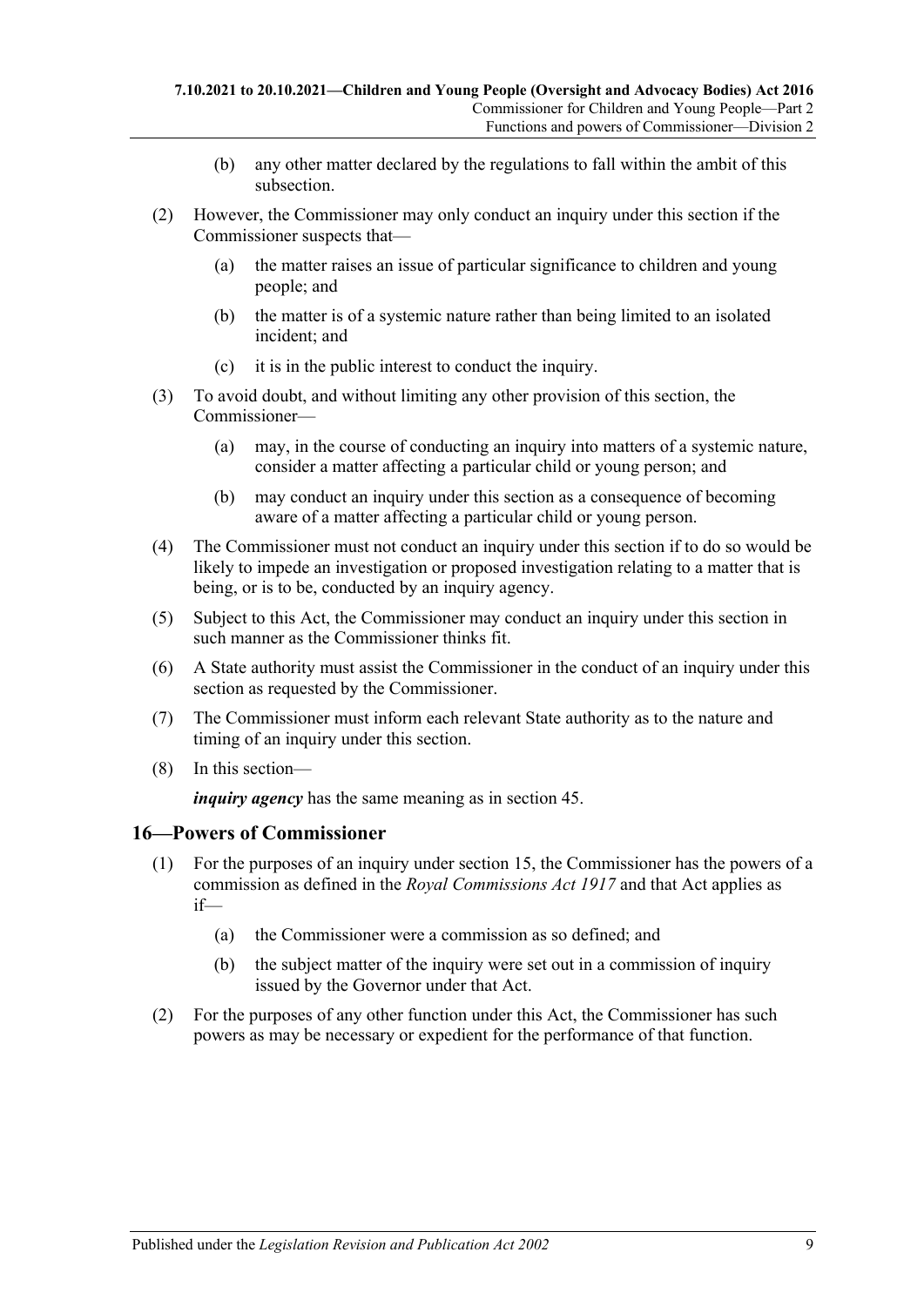(b) any other matter declared by the regulations to fall within the ambit of this subsection.

(2) However, the Commissioner may only conduct an inquiry under this section if the Commissioner suspects that—

(a) the matter raises an issue of particular significance to children and young people; and

(b) the matter is of a systemic nature rather than being limited to an isolated incident; and

(c) it is in the public interest to conduct the inquiry.

(3) To avoid doubt, and without limiting any other provision of this section, the Commissioner—

(a) may, in the course of conducting an inquiry into matters of a systemic nature, consider a matter affecting a particular child or young person; and

(b) may conduct an inquiry under this section as a consequence of becoming aware of a matter affecting a particular child or young person.

(4) The Commissioner must not conduct an inquiry under this section if to do so would be likely to impede an investigation or proposed investigation relating to a matter that is being, or is to be, conducted by an inquiry agency.

(5) Subject to this Act, the Commissioner may conduct an inquiry under this section in such manner as the Commissioner thinks fit.

(6) A State authority must assist the Commissioner in the conduct of an inquiry under this section as requested by the Commissioner.

(7) The Commissioner must inform each relevant State authority as to the nature and timing of an inquiry under this section.

(8) In this section—

***inquiry agency*** has the same meaning as in section 45.

## 16—Powers of Commissioner

(1) For the purposes of an inquiry under section 15, the Commissioner has the powers of a commission as defined in the *Royal Commissions Act 1917* and that Act applies as if—

(a) the Commissioner were a commission as so defined; and

(b) the subject matter of the inquiry were set out in a commission of inquiry issued by the Governor under that Act.

(2) For the purposes of any other function under this Act, the Commissioner has such powers as may be necessary or expedient for the performance of that function.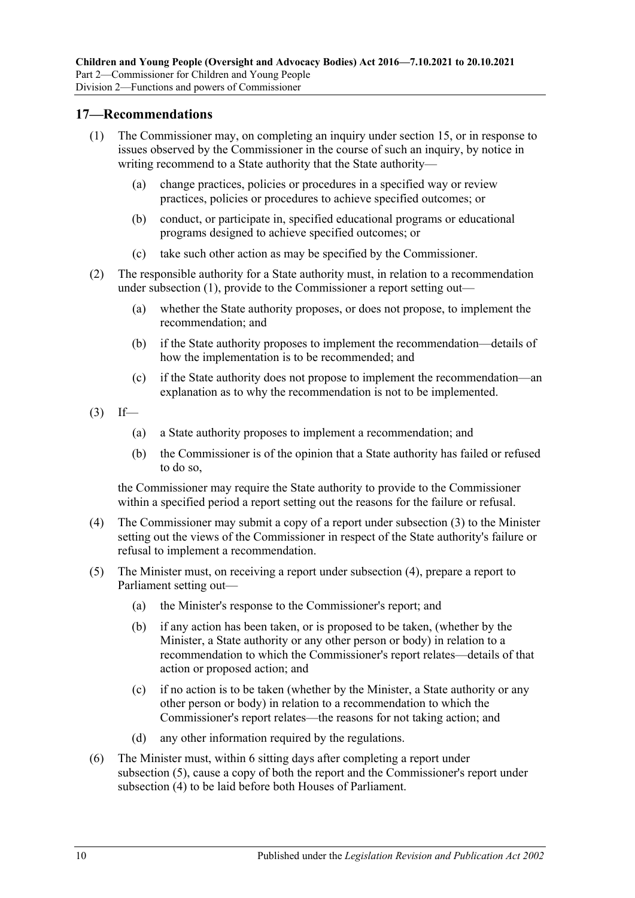## 17—Recommendations

(1) The Commissioner may, on completing an inquiry under section 15, or in response to issues observed by the Commissioner in the course of such an inquiry, by notice in writing recommend to a State authority that the State authority—

(a) change practices, policies or procedures in a specified way or review practices, policies or procedures to achieve specified outcomes; or

(b) conduct, or participate in, specified educational programs or educational programs designed to achieve specified outcomes; or

(c) take such other action as may be specified by the Commissioner.

(2) The responsible authority for a State authority must, in relation to a recommendation under subsection (1), provide to the Commissioner a report setting out—

(a) whether the State authority proposes, or does not propose, to implement the recommendation; and

(b) if the State authority proposes to implement the recommendation—details of how the implementation is to be recommended; and

(c) if the State authority does not propose to implement the recommendation—an explanation as to why the recommendation is not to be implemented.

(3) If—

(a) a State authority proposes to implement a recommendation; and

(b) the Commissioner is of the opinion that a State authority has failed or refused to do so,

the Commissioner may require the State authority to provide to the Commissioner within a specified period a report setting out the reasons for the failure or refusal.

(4) The Commissioner may submit a copy of a report under subsection (3) to the Minister setting out the views of the Commissioner in respect of the State authority's failure or refusal to implement a recommendation.

(5) The Minister must, on receiving a report under subsection (4), prepare a report to Parliament setting out—

(a) the Minister's response to the Commissioner's report; and

(b) if any action has been taken, or is proposed to be taken, (whether by the Minister, a State authority or any other person or body) in relation to a recommendation to which the Commissioner's report relates—details of that action or proposed action; and

(c) if no action is to be taken (whether by the Minister, a State authority or any other person or body) in relation to a recommendation to which the Commissioner's report relates—the reasons for not taking action; and

(d) any other information required by the regulations.

(6) The Minister must, within 6 sitting days after completing a report under subsection (5), cause a copy of both the report and the Commissioner's report under subsection (4) to be laid before both Houses of Parliament.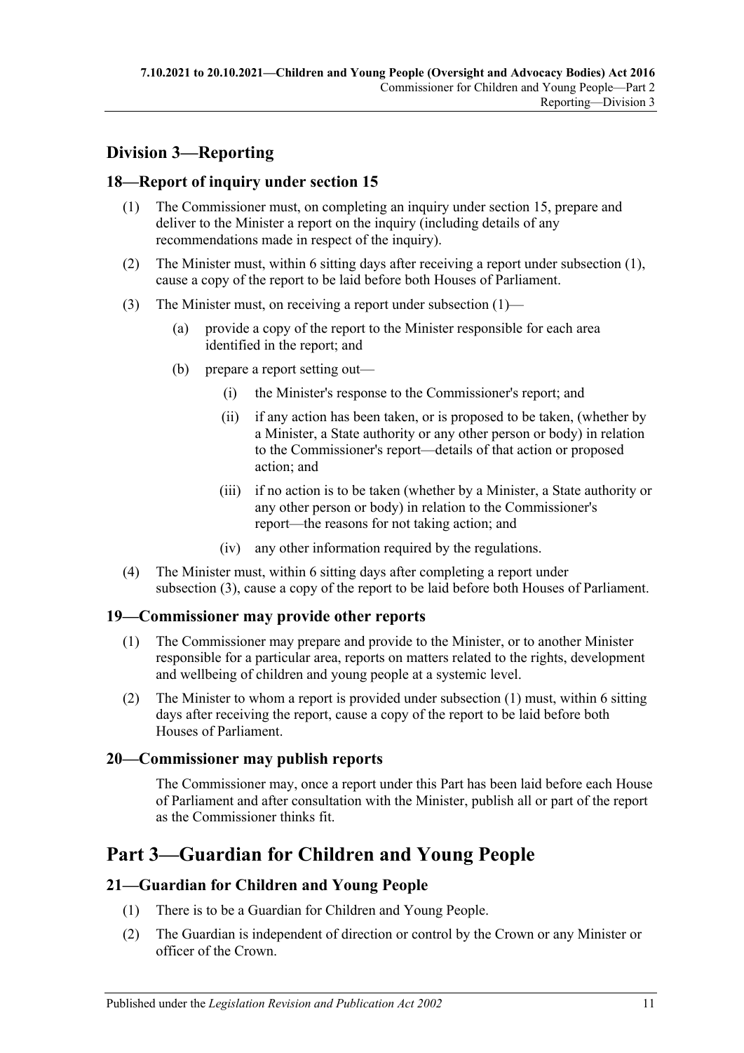## Division 3—Reporting

### 18—Report of inquiry under section 15

(1) The Commissioner must, on completing an inquiry under section 15, prepare and deliver to the Minister a report on the inquiry (including details of any recommendations made in respect of the inquiry).

(2) The Minister must, within 6 sitting days after receiving a report under subsection (1), cause a copy of the report to be laid before both Houses of Parliament.

(3) The Minister must, on receiving a report under subsection (1)—

(a) provide a copy of the report to the Minister responsible for each area identified in the report; and

(b) prepare a report setting out—

(i) the Minister's response to the Commissioner's report; and

(ii) if any action has been taken, or is proposed to be taken, (whether by a Minister, a State authority or any other person or body) in relation to the Commissioner's report—details of that action or proposed action; and

(iii) if no action is to be taken (whether by a Minister, a State authority or any other person or body) in relation to the Commissioner's report—the reasons for not taking action; and

(iv) any other information required by the regulations.

(4) The Minister must, within 6 sitting days after completing a report under subsection (3), cause a copy of the report to be laid before both Houses of Parliament.

### 19—Commissioner may provide other reports

(1) The Commissioner may prepare and provide to the Minister, or to another Minister responsible for a particular area, reports on matters related to the rights, development and wellbeing of children and young people at a systemic level.

(2) The Minister to whom a report is provided under subsection (1) must, within 6 sitting days after receiving the report, cause a copy of the report to be laid before both Houses of Parliament.

### 20—Commissioner may publish reports

The Commissioner may, once a report under this Part has been laid before each House of Parliament and after consultation with the Minister, publish all or part of the report as the Commissioner thinks fit.

# Part 3—Guardian for Children and Young People

### 21—Guardian for Children and Young People

(1) There is to be a Guardian for Children and Young People.

(2) The Guardian is independent of direction or control by the Crown or any Minister or officer of the Crown.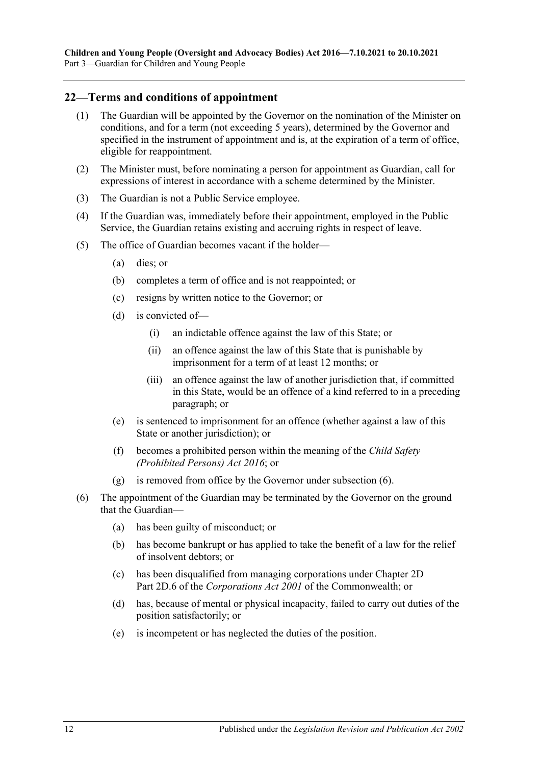## 22—Terms and conditions of appointment

(1) The Guardian will be appointed by the Governor on the nomination of the Minister on conditions, and for a term (not exceeding 5 years), determined by the Governor and specified in the instrument of appointment and is, at the expiration of a term of office, eligible for reappointment.

(2) The Minister must, before nominating a person for appointment as Guardian, call for expressions of interest in accordance with a scheme determined by the Minister.

(3) The Guardian is not a Public Service employee.

(4) If the Guardian was, immediately before their appointment, employed in the Public Service, the Guardian retains existing and accruing rights in respect of leave.

(5) The office of Guardian becomes vacant if the holder—

(a) dies; or

(b) completes a term of office and is not reappointed; or

(c) resigns by written notice to the Governor; or

(d) is convicted of—

(i) an indictable offence against the law of this State; or

(ii) an offence against the law of this State that is punishable by imprisonment for a term of at least 12 months; or

(iii) an offence against the law of another jurisdiction that, if committed in this State, would be an offence of a kind referred to in a preceding paragraph; or

(e) is sentenced to imprisonment for an offence (whether against a law of this State or another jurisdiction); or

(f) becomes a prohibited person within the meaning of the *Child Safety (Prohibited Persons) Act 2016*; or

(g) is removed from office by the Governor under subsection (6).

(6) The appointment of the Guardian may be terminated by the Governor on the ground that the Guardian—

(a) has been guilty of misconduct; or

(b) has become bankrupt or has applied to take the benefit of a law for the relief of insolvent debtors; or

(c) has been disqualified from managing corporations under Chapter 2D Part 2D.6 of the *Corporations Act 2001* of the Commonwealth; or

(d) has, because of mental or physical incapacity, failed to carry out duties of the position satisfactorily; or

(e) is incompetent or has neglected the duties of the position.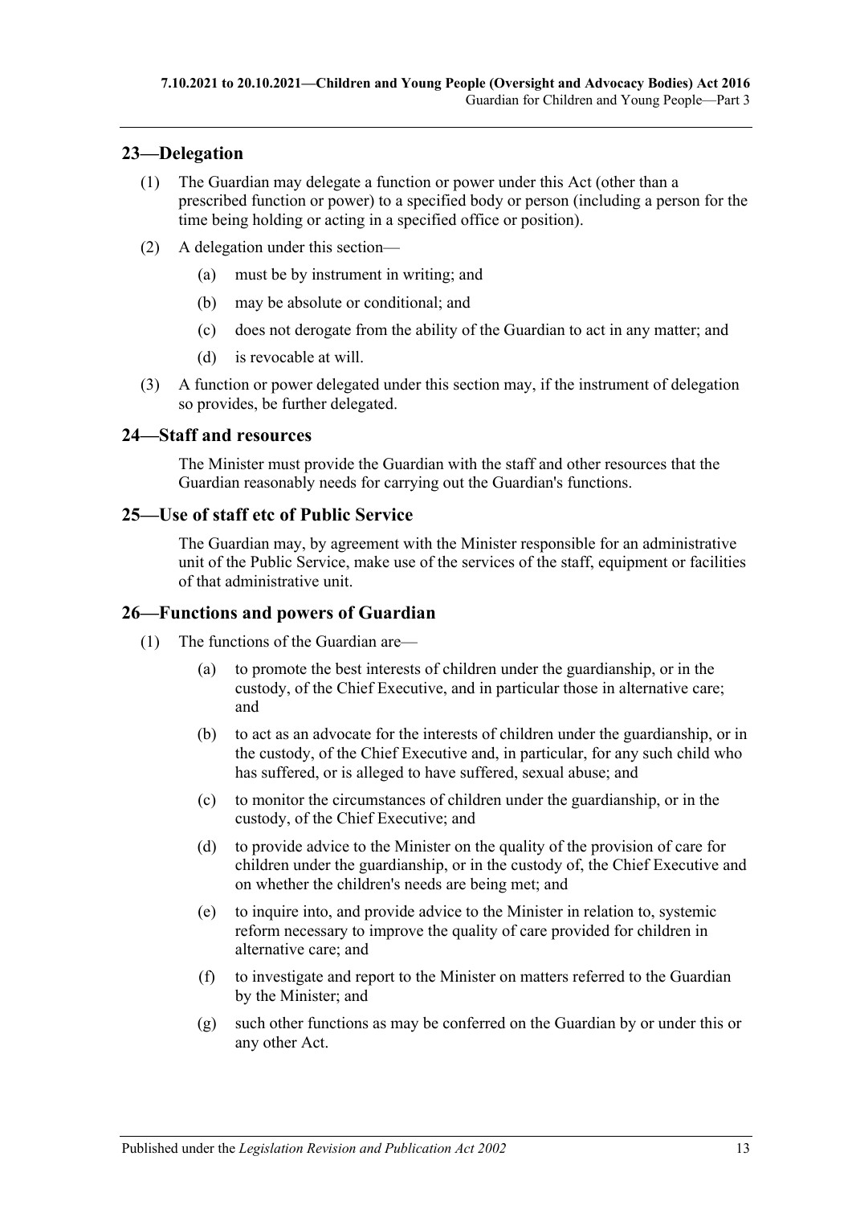## 23—Delegation

(1) The Guardian may delegate a function or power under this Act (other than a prescribed function or power) to a specified body or person (including a person for the time being holding or acting in a specified office or position).

(2) A delegation under this section—

(a) must be by instrument in writing; and

(b) may be absolute or conditional; and

(c) does not derogate from the ability of the Guardian to act in any matter; and

(d) is revocable at will.

(3) A function or power delegated under this section may, if the instrument of delegation so provides, be further delegated.

## 24—Staff and resources

The Minister must provide the Guardian with the staff and other resources that the Guardian reasonably needs for carrying out the Guardian's functions.

## 25—Use of staff etc of Public Service

The Guardian may, by agreement with the Minister responsible for an administrative unit of the Public Service, make use of the services of the staff, equipment or facilities of that administrative unit.

## 26—Functions and powers of Guardian

(1) The functions of the Guardian are—

(a) to promote the best interests of children under the guardianship, or in the custody, of the Chief Executive, and in particular those in alternative care; and

(b) to act as an advocate for the interests of children under the guardianship, or in the custody, of the Chief Executive and, in particular, for any such child who has suffered, or is alleged to have suffered, sexual abuse; and

(c) to monitor the circumstances of children under the guardianship, or in the custody, of the Chief Executive; and

(d) to provide advice to the Minister on the quality of the provision of care for children under the guardianship, or in the custody of, the Chief Executive and on whether the children's needs are being met; and

(e) to inquire into, and provide advice to the Minister in relation to, systemic reform necessary to improve the quality of care provided for children in alternative care; and

(f) to investigate and report to the Minister on matters referred to the Guardian by the Minister; and

(g) such other functions as may be conferred on the Guardian by or under this or any other Act.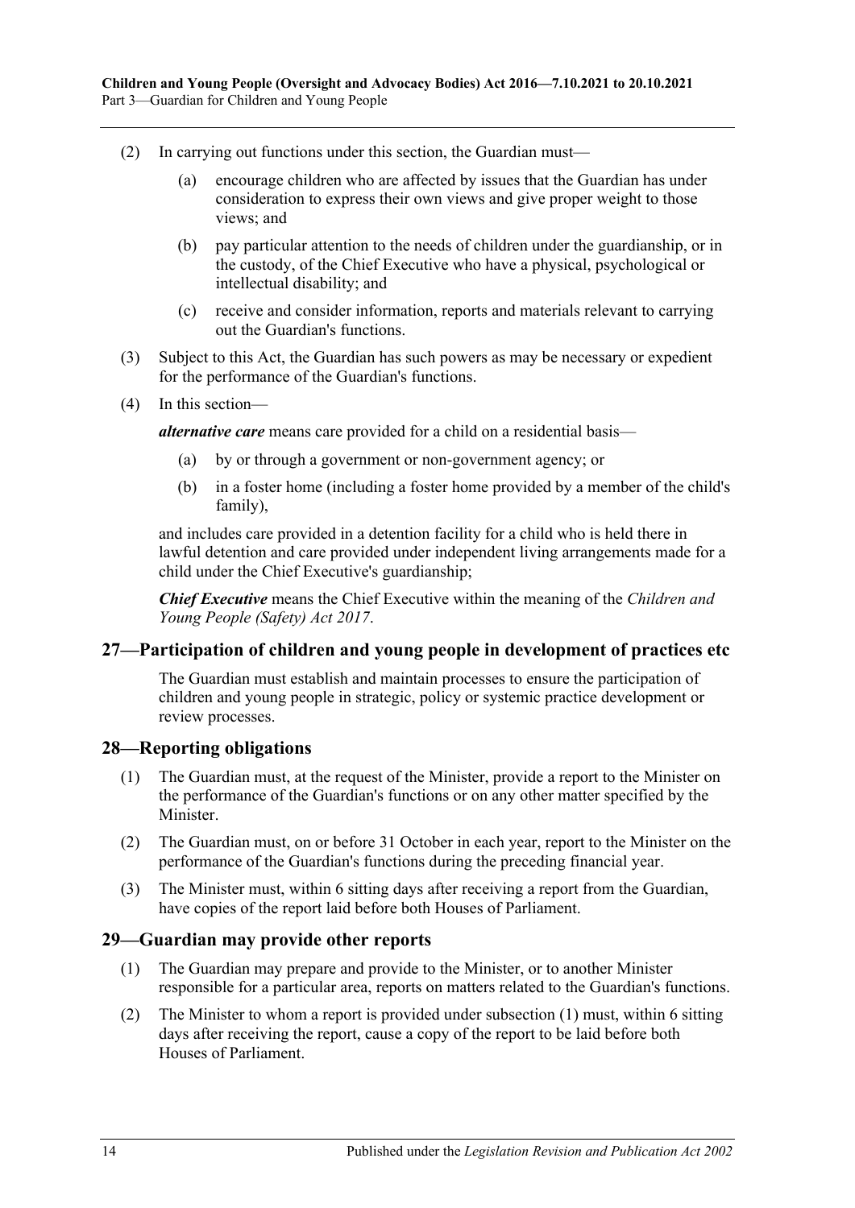(2) In carrying out functions under this section, the Guardian must—

  (a) encourage children who are affected by issues that the Guardian has under consideration to express their own views and give proper weight to those views; and

  (b) pay particular attention to the needs of children under the guardianship, or in the custody, of the Chief Executive who have a physical, psychological or intellectual disability; and

  (c) receive and consider information, reports and materials relevant to carrying out the Guardian's functions.

(3) Subject to this Act, the Guardian has such powers as may be necessary or expedient for the performance of the Guardian's functions.

(4) In this section—

***alternative care*** means care provided for a child on a residential basis—

  (a) by or through a government or non-government agency; or

  (b) in a foster home (including a foster home provided by a member of the child's family),

and includes care provided in a detention facility for a child who is held there in lawful detention and care provided under independent living arrangements made for a child under the Chief Executive's guardianship;

***Chief Executive*** means the Chief Executive within the meaning of the *Children and Young People (Safety) Act 2017*.

## 27—Participation of children and young people in development of practices etc

The Guardian must establish and maintain processes to ensure the participation of children and young people in strategic, policy or systemic practice development or review processes.

## 28—Reporting obligations

(1) The Guardian must, at the request of the Minister, provide a report to the Minister on the performance of the Guardian's functions or on any other matter specified by the Minister.

(2) The Guardian must, on or before 31 October in each year, report to the Minister on the performance of the Guardian's functions during the preceding financial year.

(3) The Minister must, within 6 sitting days after receiving a report from the Guardian, have copies of the report laid before both Houses of Parliament.

## 29—Guardian may provide other reports

(1) The Guardian may prepare and provide to the Minister, or to another Minister responsible for a particular area, reports on matters related to the Guardian's functions.

(2) The Minister to whom a report is provided under subsection (1) must, within 6 sitting days after receiving the report, cause a copy of the report to be laid before both Houses of Parliament.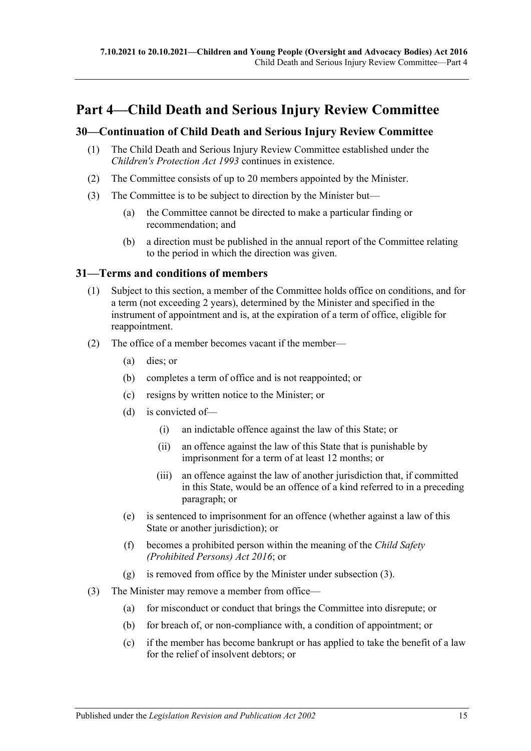# Part 4—Child Death and Serious Injury Review Committee

## 30—Continuation of Child Death and Serious Injury Review Committee

(1) The Child Death and Serious Injury Review Committee established under the *Children's Protection Act 1993* continues in existence.

(2) The Committee consists of up to 20 members appointed by the Minister.

(3) The Committee is to be subject to direction by the Minister but—

(a) the Committee cannot be directed to make a particular finding or recommendation; and

(b) a direction must be published in the annual report of the Committee relating to the period in which the direction was given.

## 31—Terms and conditions of members

(1) Subject to this section, a member of the Committee holds office on conditions, and for a term (not exceeding 2 years), determined by the Minister and specified in the instrument of appointment and is, at the expiration of a term of office, eligible for reappointment.

(2) The office of a member becomes vacant if the member—

(a) dies; or

(b) completes a term of office and is not reappointed; or

(c) resigns by written notice to the Minister; or

(d) is convicted of—

(i) an indictable offence against the law of this State; or

(ii) an offence against the law of this State that is punishable by imprisonment for a term of at least 12 months; or

(iii) an offence against the law of another jurisdiction that, if committed in this State, would be an offence of a kind referred to in a preceding paragraph; or

(e) is sentenced to imprisonment for an offence (whether against a law of this State or another jurisdiction); or

(f) becomes a prohibited person within the meaning of the *Child Safety (Prohibited Persons) Act 2016*; or

(g) is removed from office by the Minister under subsection (3).

(3) The Minister may remove a member from office—

(a) for misconduct or conduct that brings the Committee into disrepute; or

(b) for breach of, or non-compliance with, a condition of appointment; or

(c) if the member has become bankrupt or has applied to take the benefit of a law for the relief of insolvent debtors; or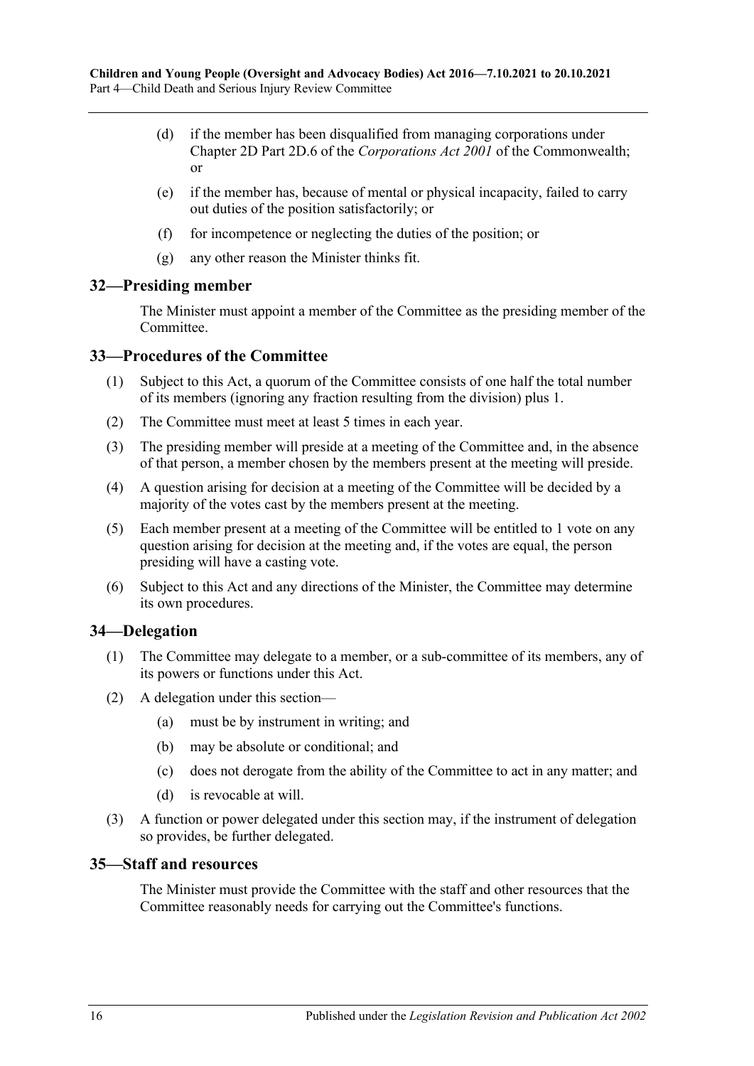(d) if the member has been disqualified from managing corporations under Chapter 2D Part 2D.6 of the *Corporations Act 2001* of the Commonwealth; or

(e) if the member has, because of mental or physical incapacity, failed to carry out duties of the position satisfactorily; or

(f) for incompetence or neglecting the duties of the position; or

(g) any other reason the Minister thinks fit.

## 32—Presiding member

The Minister must appoint a member of the Committee as the presiding member of the Committee.

## 33—Procedures of the Committee

(1) Subject to this Act, a quorum of the Committee consists of one half the total number of its members (ignoring any fraction resulting from the division) plus 1.

(2) The Committee must meet at least 5 times in each year.

(3) The presiding member will preside at a meeting of the Committee and, in the absence of that person, a member chosen by the members present at the meeting will preside.

(4) A question arising for decision at a meeting of the Committee will be decided by a majority of the votes cast by the members present at the meeting.

(5) Each member present at a meeting of the Committee will be entitled to 1 vote on any question arising for decision at the meeting and, if the votes are equal, the person presiding will have a casting vote.

(6) Subject to this Act and any directions of the Minister, the Committee may determine its own procedures.

## 34—Delegation

(1) The Committee may delegate to a member, or a sub-committee of its members, any of its powers or functions under this Act.

(2) A delegation under this section—

(a) must be by instrument in writing; and

(b) may be absolute or conditional; and

(c) does not derogate from the ability of the Committee to act in any matter; and

(d) is revocable at will.

(3) A function or power delegated under this section may, if the instrument of delegation so provides, be further delegated.

## 35—Staff and resources

The Minister must provide the Committee with the staff and other resources that the Committee reasonably needs for carrying out the Committee's functions.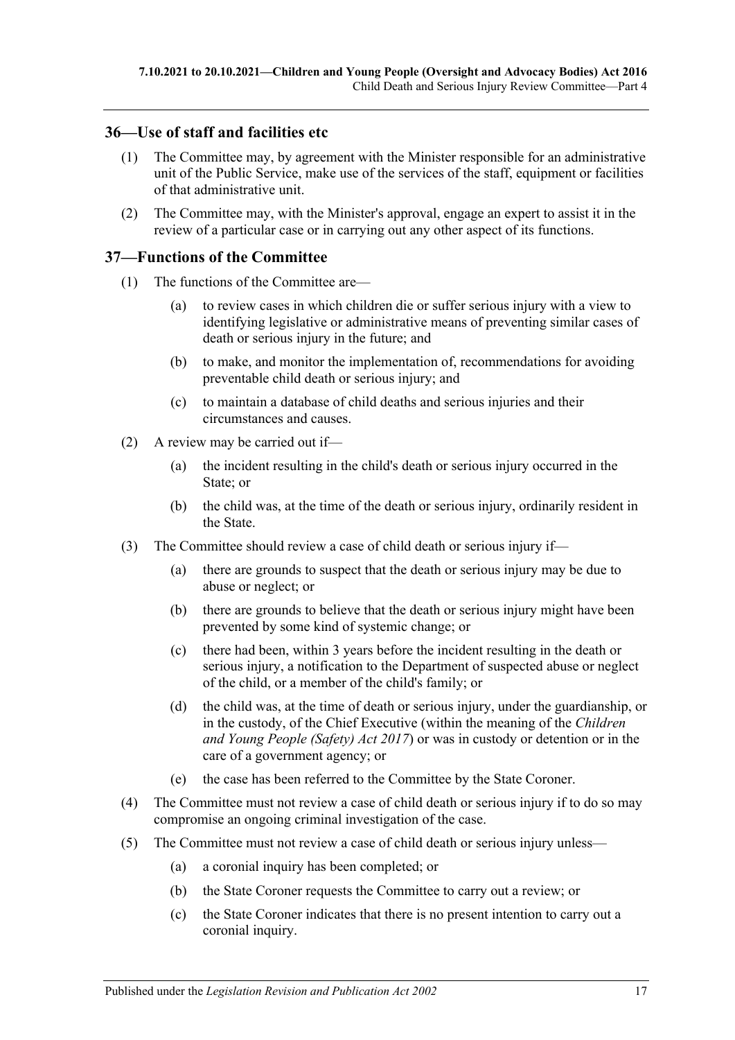## 36—Use of staff and facilities etc

(1) The Committee may, by agreement with the Minister responsible for an administrative unit of the Public Service, make use of the services of the staff, equipment or facilities of that administrative unit.

(2) The Committee may, with the Minister's approval, engage an expert to assist it in the review of a particular case or in carrying out any other aspect of its functions.

## 37—Functions of the Committee

(1) The functions of the Committee are—

(a) to review cases in which children die or suffer serious injury with a view to identifying legislative or administrative means of preventing similar cases of death or serious injury in the future; and

(b) to make, and monitor the implementation of, recommendations for avoiding preventable child death or serious injury; and

(c) to maintain a database of child deaths and serious injuries and their circumstances and causes.

(2) A review may be carried out if—

(a) the incident resulting in the child's death or serious injury occurred in the State; or

(b) the child was, at the time of the death or serious injury, ordinarily resident in the State.

(3) The Committee should review a case of child death or serious injury if—

(a) there are grounds to suspect that the death or serious injury may be due to abuse or neglect; or

(b) there are grounds to believe that the death or serious injury might have been prevented by some kind of systemic change; or

(c) there had been, within 3 years before the incident resulting in the death or serious injury, a notification to the Department of suspected abuse or neglect of the child, or a member of the child's family; or

(d) the child was, at the time of death or serious injury, under the guardianship, or in the custody, of the Chief Executive (within the meaning of the *Children and Young People (Safety) Act 2017*) or was in custody or detention or in the care of a government agency; or

(e) the case has been referred to the Committee by the State Coroner.

(4) The Committee must not review a case of child death or serious injury if to do so may compromise an ongoing criminal investigation of the case.

(5) The Committee must not review a case of child death or serious injury unless—

(a) a coronial inquiry has been completed; or

(b) the State Coroner requests the Committee to carry out a review; or

(c) the State Coroner indicates that there is no present intention to carry out a coronial inquiry.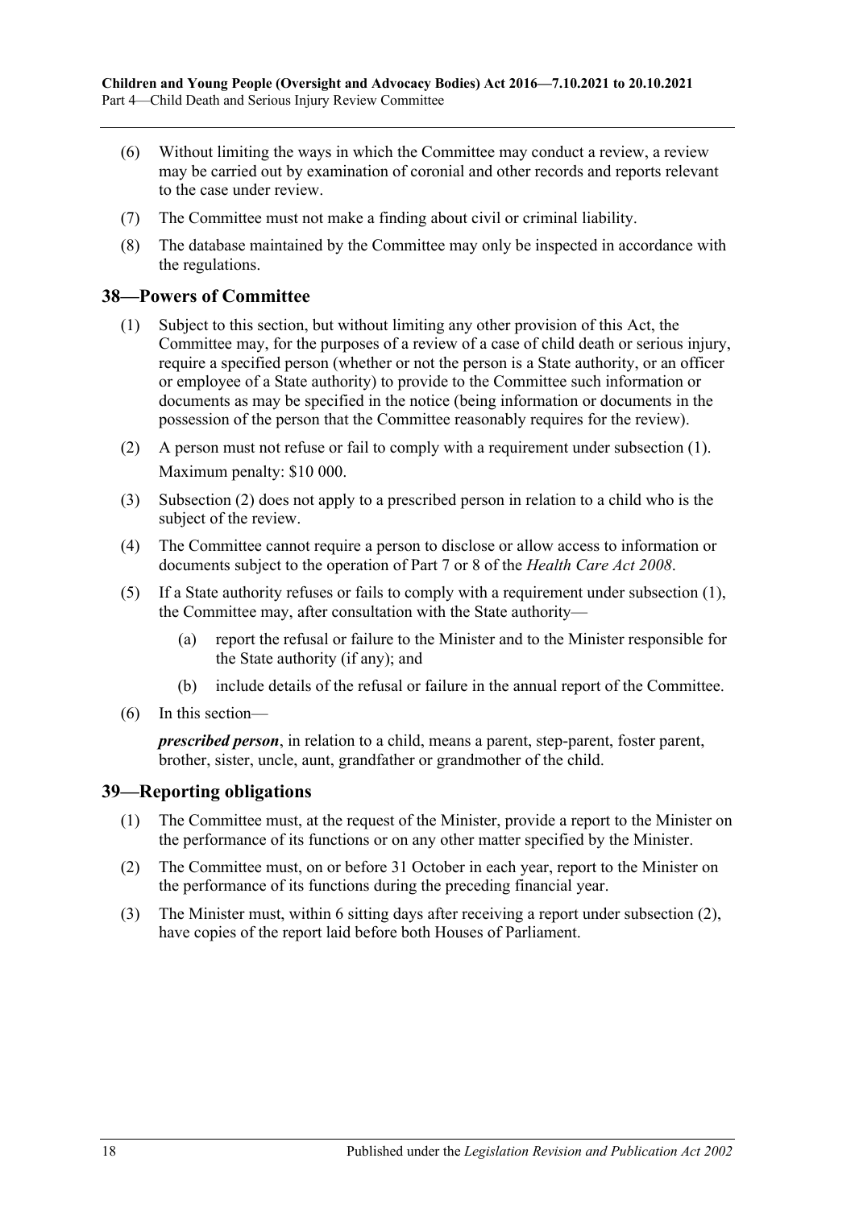(6) Without limiting the ways in which the Committee may conduct a review, a review may be carried out by examination of coronial and other records and reports relevant to the case under review.

(7) The Committee must not make a finding about civil or criminal liability.

(8) The database maintained by the Committee may only be inspected in accordance with the regulations.

## 38—Powers of Committee

(1) Subject to this section, but without limiting any other provision of this Act, the Committee may, for the purposes of a review of a case of child death or serious injury, require a specified person (whether or not the person is a State authority, or an officer or employee of a State authority) to provide to the Committee such information or documents as may be specified in the notice (being information or documents in the possession of the person that the Committee reasonably requires for the review).

(2) A person must not refuse or fail to comply with a requirement under subsection (1).

Maximum penalty: $10 000.

(3) Subsection (2) does not apply to a prescribed person in relation to a child who is the subject of the review.

(4) The Committee cannot require a person to disclose or allow access to information or documents subject to the operation of Part 7 or 8 of the *Health Care Act 2008*.

(5) If a State authority refuses or fails to comply with a requirement under subsection (1), the Committee may, after consultation with the State authority—

(a) report the refusal or failure to the Minister and to the Minister responsible for the State authority (if any); and

(b) include details of the refusal or failure in the annual report of the Committee.

(6) In this section—

***prescribed person***, in relation to a child, means a parent, step-parent, foster parent, brother, sister, uncle, aunt, grandfather or grandmother of the child.

## 39—Reporting obligations

(1) The Committee must, at the request of the Minister, provide a report to the Minister on the performance of its functions or on any other matter specified by the Minister.

(2) The Committee must, on or before 31 October in each year, report to the Minister on the performance of its functions during the preceding financial year.

(3) The Minister must, within 6 sitting days after receiving a report under subsection (2), have copies of the report laid before both Houses of Parliament.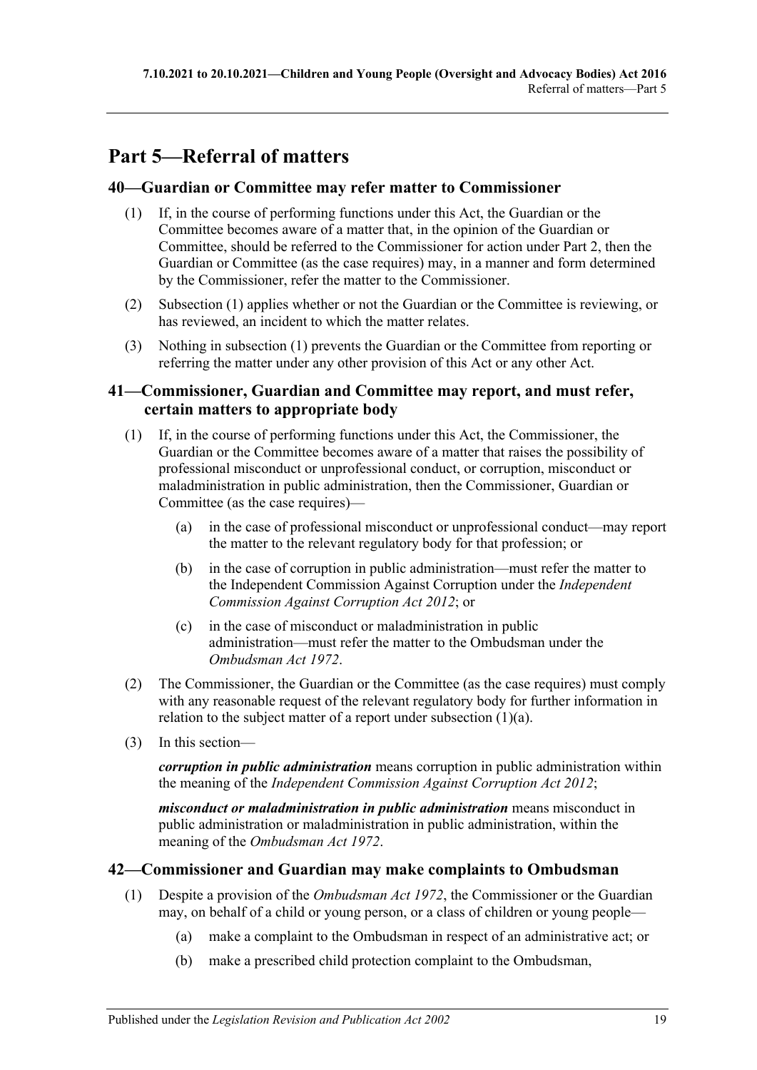# Part 5—Referral of matters

## 40—Guardian or Committee may refer matter to Commissioner

(1) If, in the course of performing functions under this Act, the Guardian or the Committee becomes aware of a matter that, in the opinion of the Guardian or Committee, should be referred to the Commissioner for action under Part 2, then the Guardian or Committee (as the case requires) may, in a manner and form determined by the Commissioner, refer the matter to the Commissioner.

(2) Subsection (1) applies whether or not the Guardian or the Committee is reviewing, or has reviewed, an incident to which the matter relates.

(3) Nothing in subsection (1) prevents the Guardian or the Committee from reporting or referring the matter under any other provision of this Act or any other Act.

## 41—Commissioner, Guardian and Committee may report, and must refer, certain matters to appropriate body

(1) If, in the course of performing functions under this Act, the Commissioner, the Guardian or the Committee becomes aware of a matter that raises the possibility of professional misconduct or unprofessional conduct, or corruption, misconduct or maladministration in public administration, then the Commissioner, Guardian or Committee (as the case requires)—

  (a) in the case of professional misconduct or unprofessional conduct—may report the matter to the relevant regulatory body for that profession; or

  (b) in the case of corruption in public administration—must refer the matter to the Independent Commission Against Corruption under the *Independent Commission Against Corruption Act 2012*; or

  (c) in the case of misconduct or maladministration in public administration—must refer the matter to the Ombudsman under the *Ombudsman Act 1972*.

(2) The Commissioner, the Guardian or the Committee (as the case requires) must comply with any reasonable request of the relevant regulatory body for further information in relation to the subject matter of a report under subsection (1)(a).

(3) In this section—

***corruption in public administration*** means corruption in public administration within the meaning of the *Independent Commission Against Corruption Act 2012*;

***misconduct or maladministration in public administration*** means misconduct in public administration or maladministration in public administration, within the meaning of the *Ombudsman Act 1972*.

## 42—Commissioner and Guardian may make complaints to Ombudsman

(1) Despite a provision of the *Ombudsman Act 1972*, the Commissioner or the Guardian may, on behalf of a child or young person, or a class of children or young people—

  (a) make a complaint to the Ombudsman in respect of an administrative act; or

  (b) make a prescribed child protection complaint to the Ombudsman,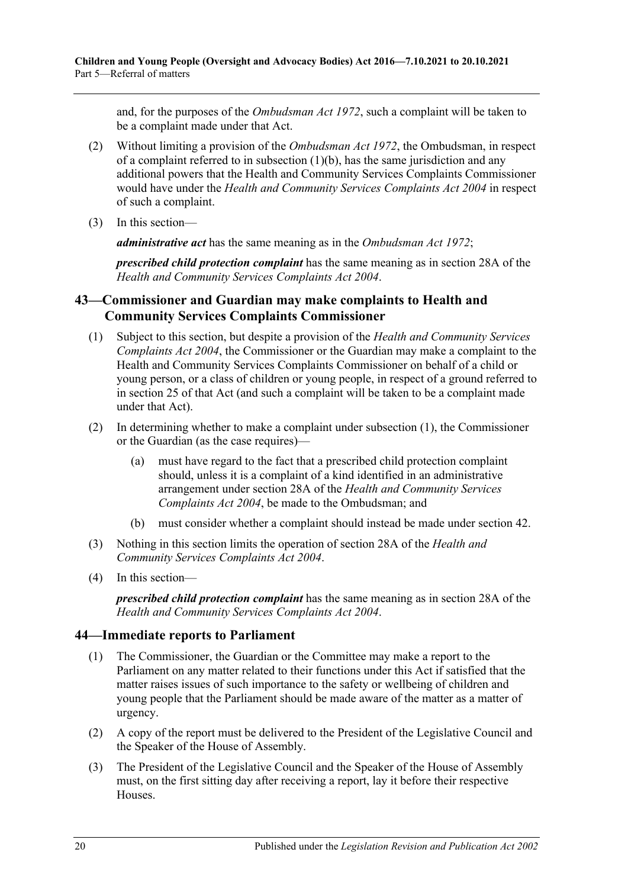and, for the purposes of the *Ombudsman Act 1972*, such a complaint will be taken to be a complaint made under that Act.

(2) Without limiting a provision of the *Ombudsman Act 1972*, the Ombudsman, in respect of a complaint referred to in subsection (1)(b), has the same jurisdiction and any additional powers that the Health and Community Services Complaints Commissioner would have under the *Health and Community Services Complaints Act 2004* in respect of such a complaint.

(3) In this section—

***administrative act*** has the same meaning as in the *Ombudsman Act 1972*;

***prescribed child protection complaint*** has the same meaning as in section 28A of the *Health and Community Services Complaints Act 2004*.

## 43—Commissioner and Guardian may make complaints to Health and Community Services Complaints Commissioner

(1) Subject to this section, but despite a provision of the *Health and Community Services Complaints Act 2004*, the Commissioner or the Guardian may make a complaint to the Health and Community Services Complaints Commissioner on behalf of a child or young person, or a class of children or young people, in respect of a ground referred to in section 25 of that Act (and such a complaint will be taken to be a complaint made under that Act).

(2) In determining whether to make a complaint under subsection (1), the Commissioner or the Guardian (as the case requires)—

  (a) must have regard to the fact that a prescribed child protection complaint should, unless it is a complaint of a kind identified in an administrative arrangement under section 28A of the *Health and Community Services Complaints Act 2004*, be made to the Ombudsman; and

  (b) must consider whether a complaint should instead be made under section 42.

(3) Nothing in this section limits the operation of section 28A of the *Health and Community Services Complaints Act 2004*.

(4) In this section—

***prescribed child protection complaint*** has the same meaning as in section 28A of the *Health and Community Services Complaints Act 2004*.

## 44—Immediate reports to Parliament

(1) The Commissioner, the Guardian or the Committee may make a report to the Parliament on any matter related to their functions under this Act if satisfied that the matter raises issues of such importance to the safety or wellbeing of children and young people that the Parliament should be made aware of the matter as a matter of urgency.

(2) A copy of the report must be delivered to the President of the Legislative Council and the Speaker of the House of Assembly.

(3) The President of the Legislative Council and the Speaker of the House of Assembly must, on the first sitting day after receiving a report, lay it before their respective Houses.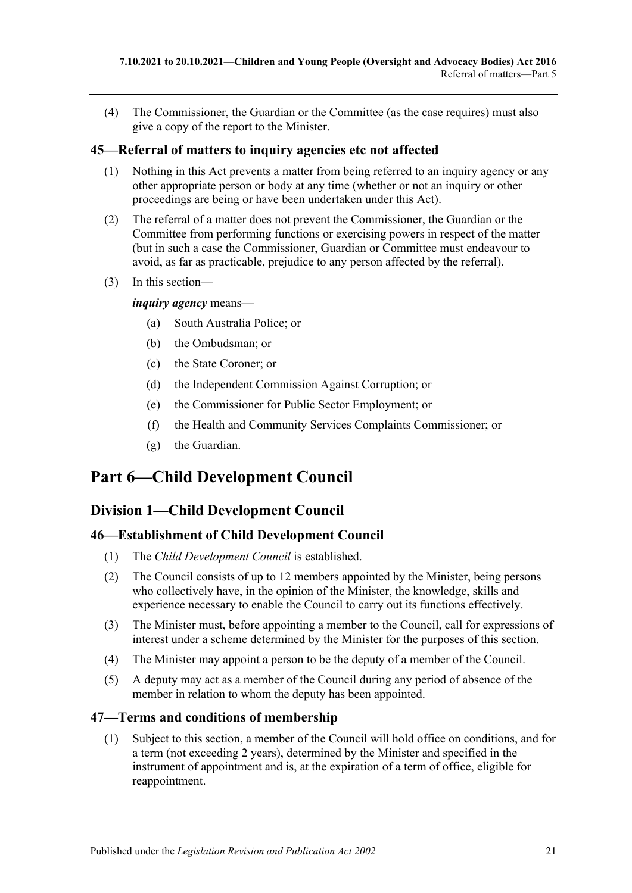(4) The Commissioner, the Guardian or the Committee (as the case requires) must also give a copy of the report to the Minister.

### 45—Referral of matters to inquiry agencies etc not affected

(1) Nothing in this Act prevents a matter from being referred to an inquiry agency or any other appropriate person or body at any time (whether or not an inquiry or other proceedings are being or have been undertaken under this Act).

(2) The referral of a matter does not prevent the Commissioner, the Guardian or the Committee from performing functions or exercising powers in respect of the matter (but in such a case the Commissioner, Guardian or Committee must endeavour to avoid, as far as practicable, prejudice to any person affected by the referral).

(3) In this section—

***inquiry agency*** means—

(a) South Australia Police; or

(b) the Ombudsman; or

(c) the State Coroner; or

(d) the Independent Commission Against Corruption; or

(e) the Commissioner for Public Sector Employment; or

(f) the Health and Community Services Complaints Commissioner; or

(g) the Guardian.

# Part 6—Child Development Council

## Division 1—Child Development Council

### 46—Establishment of Child Development Council

(1) The *Child Development Council* is established.

(2) The Council consists of up to 12 members appointed by the Minister, being persons who collectively have, in the opinion of the Minister, the knowledge, skills and experience necessary to enable the Council to carry out its functions effectively.

(3) The Minister must, before appointing a member to the Council, call for expressions of interest under a scheme determined by the Minister for the purposes of this section.

(4) The Minister may appoint a person to be the deputy of a member of the Council.

(5) A deputy may act as a member of the Council during any period of absence of the member in relation to whom the deputy has been appointed.

### 47—Terms and conditions of membership

(1) Subject to this section, a member of the Council will hold office on conditions, and for a term (not exceeding 2 years), determined by the Minister and specified in the instrument of appointment and is, at the expiration of a term of office, eligible for reappointment.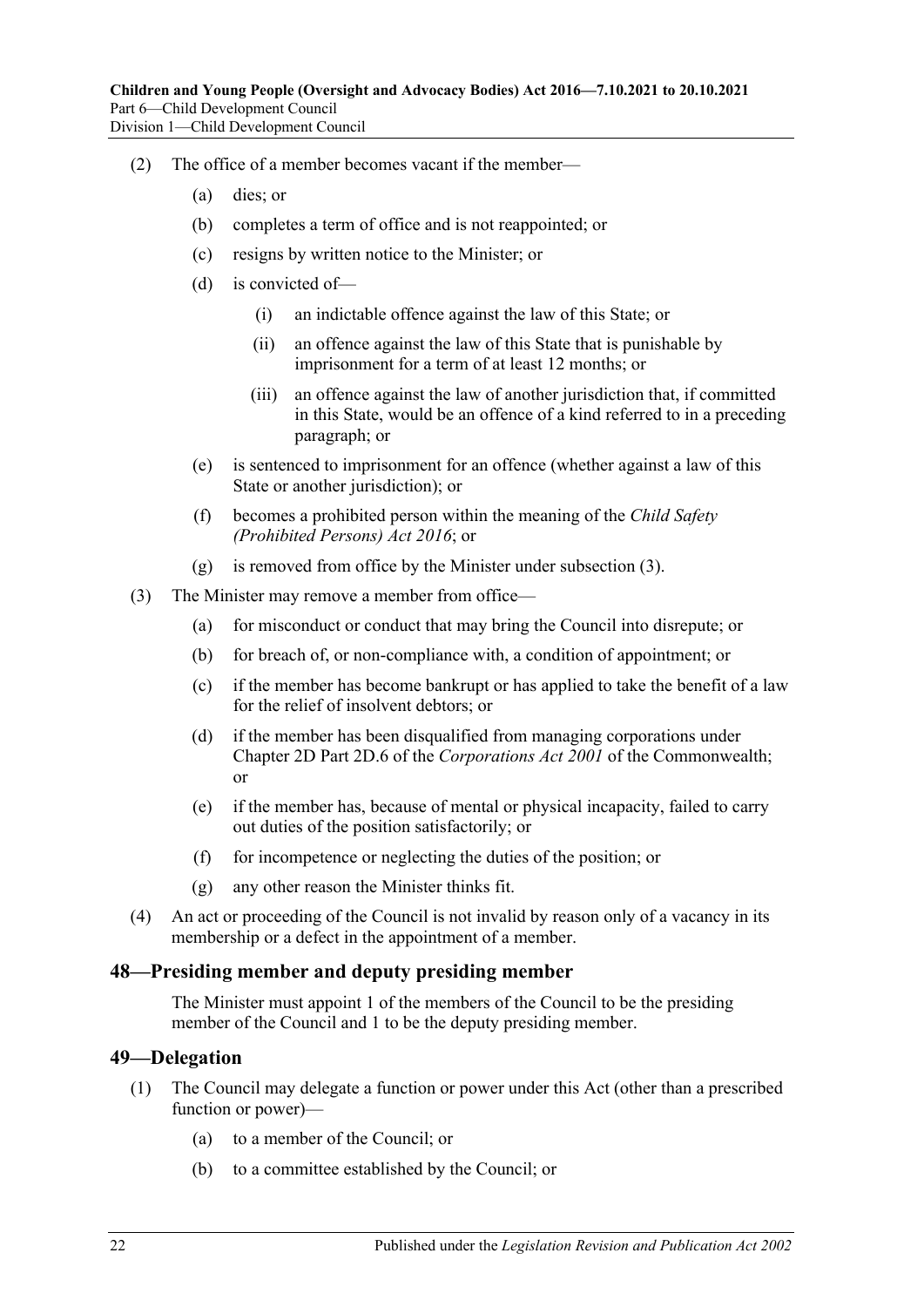(2) The office of a member becomes vacant if the member—

(a) dies; or

(b) completes a term of office and is not reappointed; or

(c) resigns by written notice to the Minister; or

(d) is convicted of—

(i) an indictable offence against the law of this State; or

(ii) an offence against the law of this State that is punishable by imprisonment for a term of at least 12 months; or

(iii) an offence against the law of another jurisdiction that, if committed in this State, would be an offence of a kind referred to in a preceding paragraph; or

(e) is sentenced to imprisonment for an offence (whether against a law of this State or another jurisdiction); or

(f) becomes a prohibited person within the meaning of the *Child Safety (Prohibited Persons) Act 2016*; or

(g) is removed from office by the Minister under subsection (3).

(3) The Minister may remove a member from office—

(a) for misconduct or conduct that may bring the Council into disrepute; or

(b) for breach of, or non-compliance with, a condition of appointment; or

(c) if the member has become bankrupt or has applied to take the benefit of a law for the relief of insolvent debtors; or

(d) if the member has been disqualified from managing corporations under Chapter 2D Part 2D.6 of the *Corporations Act 2001* of the Commonwealth; or

(e) if the member has, because of mental or physical incapacity, failed to carry out duties of the position satisfactorily; or

(f) for incompetence or neglecting the duties of the position; or

(g) any other reason the Minister thinks fit.

(4) An act or proceeding of the Council is not invalid by reason only of a vacancy in its membership or a defect in the appointment of a member.

## 48—Presiding member and deputy presiding member

The Minister must appoint 1 of the members of the Council to be the presiding member of the Council and 1 to be the deputy presiding member.

## 49—Delegation

(1) The Council may delegate a function or power under this Act (other than a prescribed function or power)—

(a) to a member of the Council; or

(b) to a committee established by the Council; or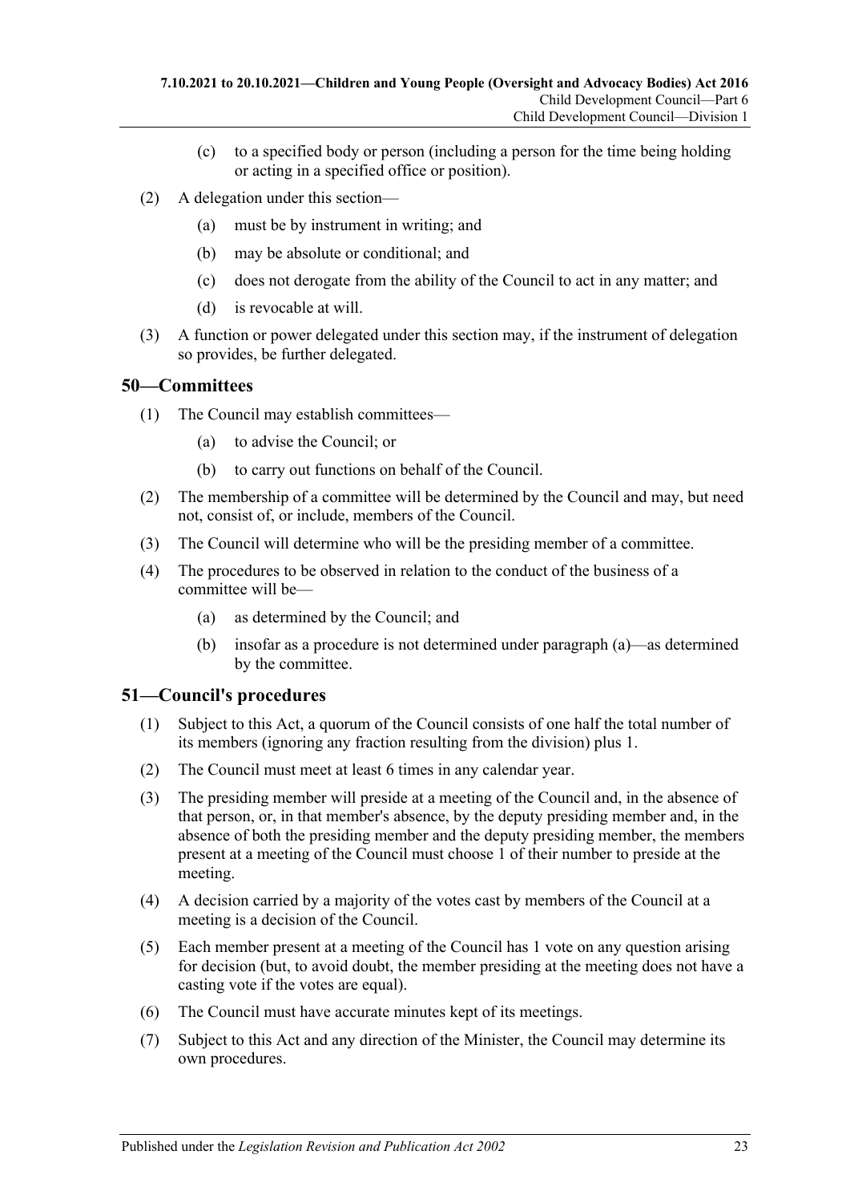(c) to a specified body or person (including a person for the time being holding or acting in a specified office or position).

(2) A delegation under this section—

(a) must be by instrument in writing; and

(b) may be absolute or conditional; and

(c) does not derogate from the ability of the Council to act in any matter; and

(d) is revocable at will.

(3) A function or power delegated under this section may, if the instrument of delegation so provides, be further delegated.

## 50—Committees

(1) The Council may establish committees—

(a) to advise the Council; or

(b) to carry out functions on behalf of the Council.

(2) The membership of a committee will be determined by the Council and may, but need not, consist of, or include, members of the Council.

(3) The Council will determine who will be the presiding member of a committee.

(4) The procedures to be observed in relation to the conduct of the business of a committee will be—

(a) as determined by the Council; and

(b) insofar as a procedure is not determined under paragraph (a)—as determined by the committee.

## 51—Council's procedures

(1) Subject to this Act, a quorum of the Council consists of one half the total number of its members (ignoring any fraction resulting from the division) plus 1.

(2) The Council must meet at least 6 times in any calendar year.

(3) The presiding member will preside at a meeting of the Council and, in the absence of that person, or, in that member's absence, by the deputy presiding member and, in the absence of both the presiding member and the deputy presiding member, the members present at a meeting of the Council must choose 1 of their number to preside at the meeting.

(4) A decision carried by a majority of the votes cast by members of the Council at a meeting is a decision of the Council.

(5) Each member present at a meeting of the Council has 1 vote on any question arising for decision (but, to avoid doubt, the member presiding at the meeting does not have a casting vote if the votes are equal).

(6) The Council must have accurate minutes kept of its meetings.

(7) Subject to this Act and any direction of the Minister, the Council may determine its own procedures.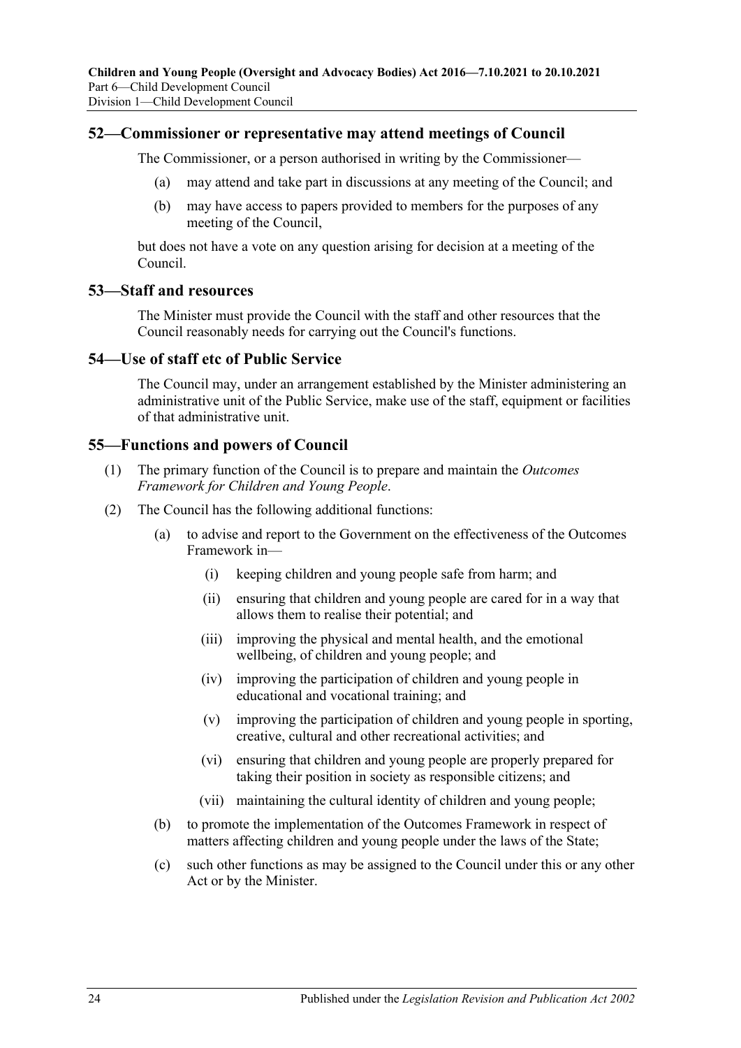## 52—Commissioner or representative may attend meetings of Council

The Commissioner, or a person authorised in writing by the Commissioner—

(a) may attend and take part in discussions at any meeting of the Council; and

(b) may have access to papers provided to members for the purposes of any meeting of the Council,

but does not have a vote on any question arising for decision at a meeting of the Council.

## 53—Staff and resources

The Minister must provide the Council with the staff and other resources that the Council reasonably needs for carrying out the Council's functions.

## 54—Use of staff etc of Public Service

The Council may, under an arrangement established by the Minister administering an administrative unit of the Public Service, make use of the staff, equipment or facilities of that administrative unit.

## 55—Functions and powers of Council

(1) The primary function of the Council is to prepare and maintain the *Outcomes Framework for Children and Young People*.

(2) The Council has the following additional functions:

(a) to advise and report to the Government on the effectiveness of the Outcomes Framework in—

(i) keeping children and young people safe from harm; and

(ii) ensuring that children and young people are cared for in a way that allows them to realise their potential; and

(iii) improving the physical and mental health, and the emotional wellbeing, of children and young people; and

(iv) improving the participation of children and young people in educational and vocational training; and

(v) improving the participation of children and young people in sporting, creative, cultural and other recreational activities; and

(vi) ensuring that children and young people are properly prepared for taking their position in society as responsible citizens; and

(vii) maintaining the cultural identity of children and young people;

(b) to promote the implementation of the Outcomes Framework in respect of matters affecting children and young people under the laws of the State;

(c) such other functions as may be assigned to the Council under this or any other Act or by the Minister.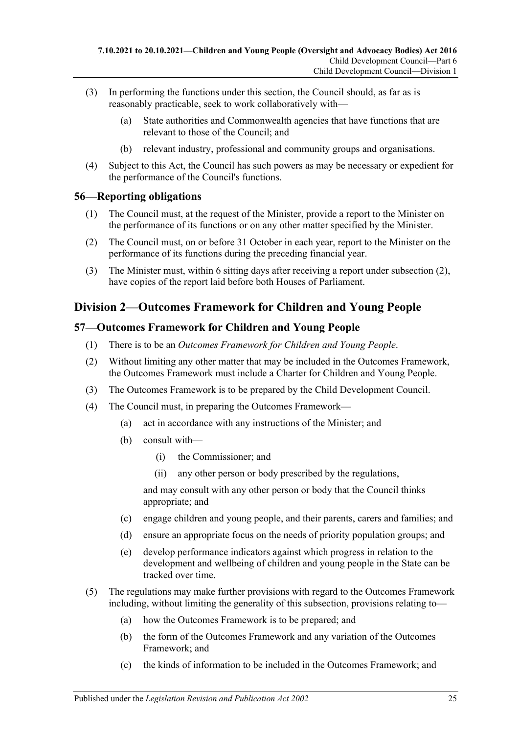(3) In performing the functions under this section, the Council should, as far as is reasonably practicable, seek to work collaboratively with—

 (a) State authorities and Commonwealth agencies that have functions that are relevant to those of the Council; and

 (b) relevant industry, professional and community groups and organisations.

(4) Subject to this Act, the Council has such powers as may be necessary or expedient for the performance of the Council's functions.

## 56—Reporting obligations

(1) The Council must, at the request of the Minister, provide a report to the Minister on the performance of its functions or on any other matter specified by the Minister.

(2) The Council must, on or before 31 October in each year, report to the Minister on the performance of its functions during the preceding financial year.

(3) The Minister must, within 6 sitting days after receiving a report under subsection (2), have copies of the report laid before both Houses of Parliament.

# Division 2—Outcomes Framework for Children and Young People

## 57—Outcomes Framework for Children and Young People

(1) There is to be an *Outcomes Framework for Children and Young People*.

(2) Without limiting any other matter that may be included in the Outcomes Framework, the Outcomes Framework must include a Charter for Children and Young People.

(3) The Outcomes Framework is to be prepared by the Child Development Council.

(4) The Council must, in preparing the Outcomes Framework—

 (a) act in accordance with any instructions of the Minister; and

 (b) consult with—

  (i) the Commissioner; and

  (ii) any other person or body prescribed by the regulations,

 and may consult with any other person or body that the Council thinks appropriate; and

 (c) engage children and young people, and their parents, carers and families; and

 (d) ensure an appropriate focus on the needs of priority population groups; and

 (e) develop performance indicators against which progress in relation to the development and wellbeing of children and young people in the State can be tracked over time.

(5) The regulations may make further provisions with regard to the Outcomes Framework including, without limiting the generality of this subsection, provisions relating to—

 (a) how the Outcomes Framework is to be prepared; and

 (b) the form of the Outcomes Framework and any variation of the Outcomes Framework; and

 (c) the kinds of information to be included in the Outcomes Framework; and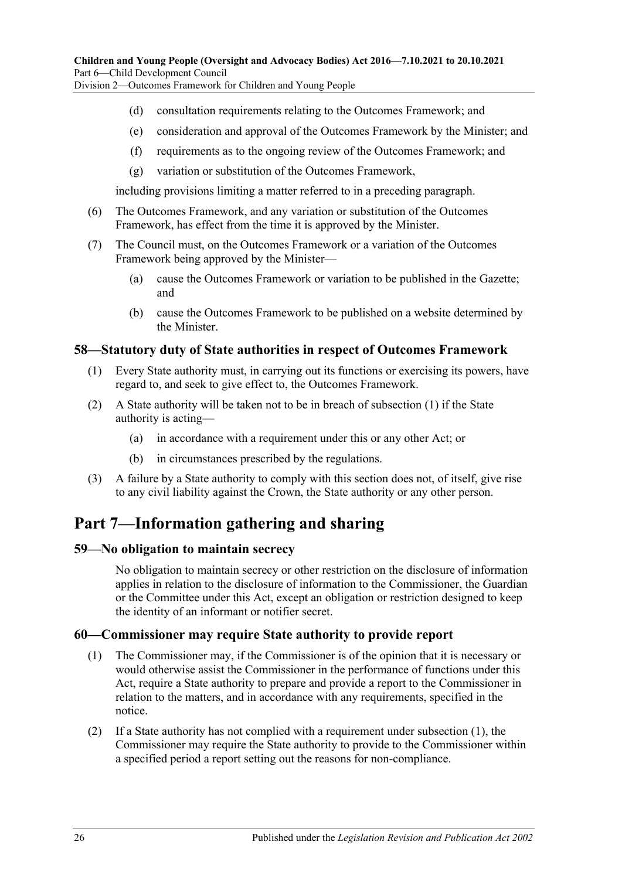(d) consultation requirements relating to the Outcomes Framework; and

(e) consideration and approval of the Outcomes Framework by the Minister; and

(f) requirements as to the ongoing review of the Outcomes Framework; and

(g) variation or substitution of the Outcomes Framework,

including provisions limiting a matter referred to in a preceding paragraph.

(6) The Outcomes Framework, and any variation or substitution of the Outcomes Framework, has effect from the time it is approved by the Minister.

(7) The Council must, on the Outcomes Framework or a variation of the Outcomes Framework being approved by the Minister—

(a) cause the Outcomes Framework or variation to be published in the Gazette; and

(b) cause the Outcomes Framework to be published on a website determined by the Minister.

### 58—Statutory duty of State authorities in respect of Outcomes Framework

(1) Every State authority must, in carrying out its functions or exercising its powers, have regard to, and seek to give effect to, the Outcomes Framework.

(2) A State authority will be taken not to be in breach of subsection (1) if the State authority is acting—

(a) in accordance with a requirement under this or any other Act; or

(b) in circumstances prescribed by the regulations.

(3) A failure by a State authority to comply with this section does not, of itself, give rise to any civil liability against the Crown, the State authority or any other person.

## Part 7—Information gathering and sharing

### 59—No obligation to maintain secrecy

No obligation to maintain secrecy or other restriction on the disclosure of information applies in relation to the disclosure of information to the Commissioner, the Guardian or the Committee under this Act, except an obligation or restriction designed to keep the identity of an informant or notifier secret.

### 60—Commissioner may require State authority to provide report

(1) The Commissioner may, if the Commissioner is of the opinion that it is necessary or would otherwise assist the Commissioner in the performance of functions under this Act, require a State authority to prepare and provide a report to the Commissioner in relation to the matters, and in accordance with any requirements, specified in the notice.

(2) If a State authority has not complied with a requirement under subsection (1), the Commissioner may require the State authority to provide to the Commissioner within a specified period a report setting out the reasons for non-compliance.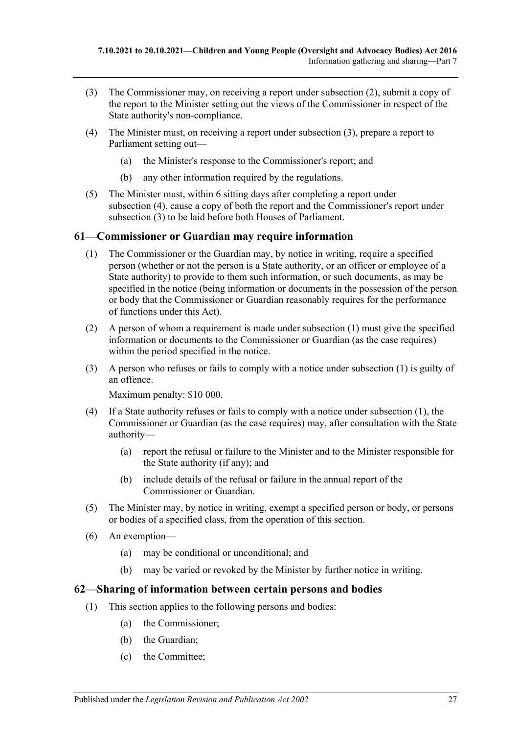(3) The Commissioner may, on receiving a report under subsection (2), submit a copy of the report to the Minister setting out the views of the Commissioner in respect of the State authority's non-compliance.

(4) The Minister must, on receiving a report under subsection (3), prepare a report to Parliament setting out—

(a) the Minister's response to the Commissioner's report; and

(b) any other information required by the regulations.

(5) The Minister must, within 6 sitting days after completing a report under subsection (4), cause a copy of both the report and the Commissioner's report under subsection (3) to be laid before both Houses of Parliament.

## 61—Commissioner or Guardian may require information

(1) The Commissioner or the Guardian may, by notice in writing, require a specified person (whether or not the person is a State authority, or an officer or employee of a State authority) to provide to them such information, or such documents, as may be specified in the notice (being information or documents in the possession of the person or body that the Commissioner or Guardian reasonably requires for the performance of functions under this Act).

(2) A person of whom a requirement is made under subsection (1) must give the specified information or documents to the Commissioner or Guardian (as the case requires) within the period specified in the notice.

(3) A person who refuses or fails to comply with a notice under subsection (1) is guilty of an offence.

Maximum penalty: $10 000.

(4) If a State authority refuses or fails to comply with a notice under subsection (1), the Commissioner or Guardian (as the case requires) may, after consultation with the State authority—

(a) report the refusal or failure to the Minister and to the Minister responsible for the State authority (if any); and

(b) include details of the refusal or failure in the annual report of the Commissioner or Guardian.

(5) The Minister may, by notice in writing, exempt a specified person or body, or persons or bodies of a specified class, from the operation of this section.

(6) An exemption—

(a) may be conditional or unconditional; and

(b) may be varied or revoked by the Minister by further notice in writing.

## 62—Sharing of information between certain persons and bodies

(1) This section applies to the following persons and bodies:

(a) the Commissioner;

(b) the Guardian;

(c) the Committee;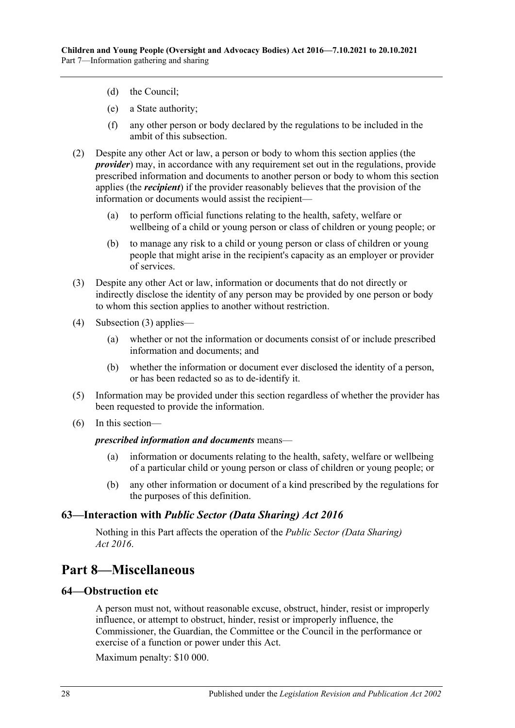(d) the Council;

(e) a State authority;

(f) any other person or body declared by the regulations to be included in the ambit of this subsection.

(2) Despite any other Act or law, a person or body to whom this section applies (the ***provider***) may, in accordance with any requirement set out in the regulations, provide prescribed information and documents to another person or body to whom this section applies (the ***recipient***) if the provider reasonably believes that the provision of the information or documents would assist the recipient—

(a) to perform official functions relating to the health, safety, welfare or wellbeing of a child or young person or class of children or young people; or

(b) to manage any risk to a child or young person or class of children or young people that might arise in the recipient's capacity as an employer or provider of services.

(3) Despite any other Act or law, information or documents that do not directly or indirectly disclose the identity of any person may be provided by one person or body to whom this section applies to another without restriction.

(4) Subsection (3) applies—

(a) whether or not the information or documents consist of or include prescribed information and documents; and

(b) whether the information or document ever disclosed the identity of a person, or has been redacted so as to de-identify it.

(5) Information may be provided under this section regardless of whether the provider has been requested to provide the information.

(6) In this section—

***prescribed information and documents*** means—

(a) information or documents relating to the health, safety, welfare or wellbeing of a particular child or young person or class of children or young people; or

(b) any other information or document of a kind prescribed by the regulations for the purposes of this definition.

### 63—Interaction with *Public Sector (Data Sharing) Act 2016*

Nothing in this Part affects the operation of the *Public Sector (Data Sharing) Act 2016*.

## Part 8—Miscellaneous

### 64—Obstruction etc

A person must not, without reasonable excuse, obstruct, hinder, resist or improperly influence, or attempt to obstruct, hinder, resist or improperly influence, the Commissioner, the Guardian, the Committee or the Council in the performance or exercise of a function or power under this Act.

Maximum penalty: $10 000.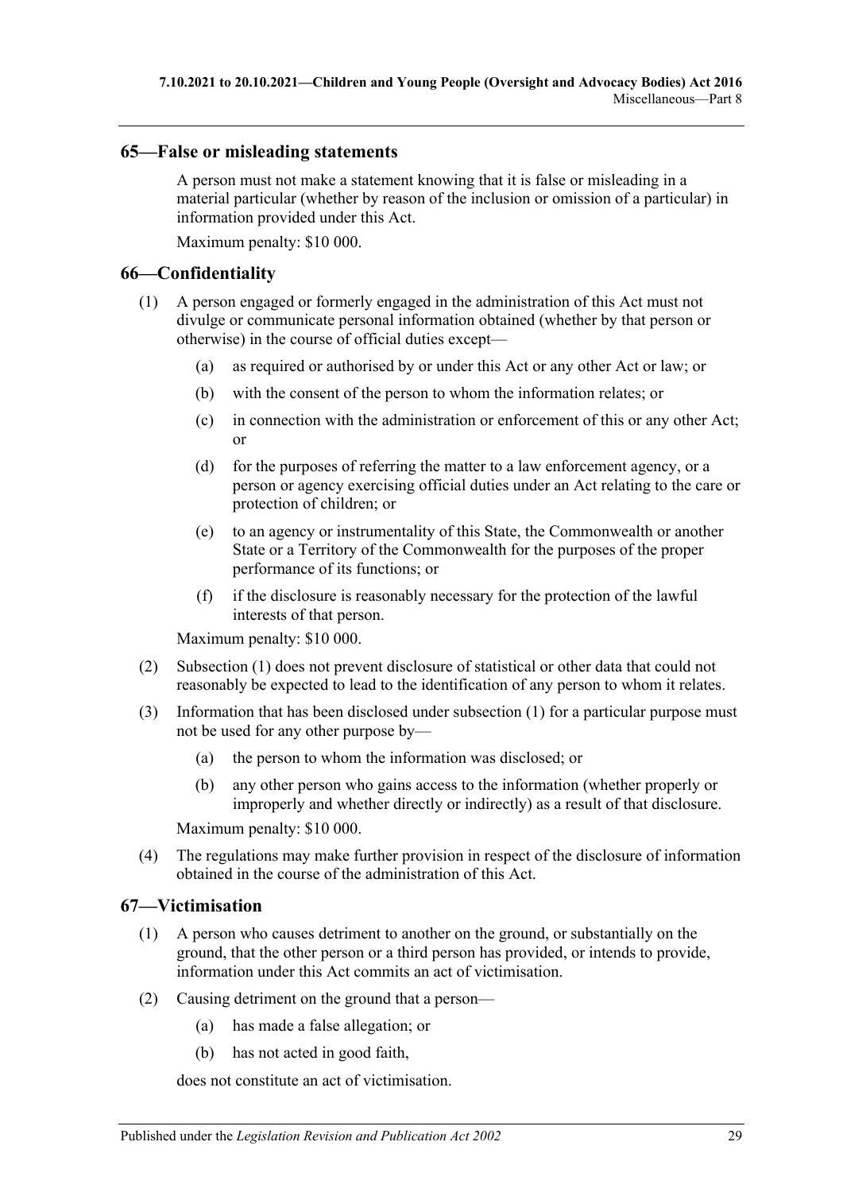## 65—False or misleading statements

A person must not make a statement knowing that it is false or misleading in a material particular (whether by reason of the inclusion or omission of a particular) in information provided under this Act.

Maximum penalty: $10 000.

## 66—Confidentiality

(1) A person engaged or formerly engaged in the administration of this Act must not divulge or communicate personal information obtained (whether by that person or otherwise) in the course of official duties except—

(a) as required or authorised by or under this Act or any other Act or law; or

(b) with the consent of the person to whom the information relates; or

(c) in connection with the administration or enforcement of this or any other Act; or

(d) for the purposes of referring the matter to a law enforcement agency, or a person or agency exercising official duties under an Act relating to the care or protection of children; or

(e) to an agency or instrumentality of this State, the Commonwealth or another State or a Territory of the Commonwealth for the purposes of the proper performance of its functions; or

(f) if the disclosure is reasonably necessary for the protection of the lawful interests of that person.

Maximum penalty: $10 000.

(2) Subsection (1) does not prevent disclosure of statistical or other data that could not reasonably be expected to lead to the identification of any person to whom it relates.

(3) Information that has been disclosed under subsection (1) for a particular purpose must not be used for any other purpose by—

(a) the person to whom the information was disclosed; or

(b) any other person who gains access to the information (whether properly or improperly and whether directly or indirectly) as a result of that disclosure.

Maximum penalty: $10 000.

(4) The regulations may make further provision in respect of the disclosure of information obtained in the course of the administration of this Act.

## 67—Victimisation

(1) A person who causes detriment to another on the ground, or substantially on the ground, that the other person or a third person has provided, or intends to provide, information under this Act commits an act of victimisation.

(2) Causing detriment on the ground that a person—

(a) has made a false allegation; or

(b) has not acted in good faith,

does not constitute an act of victimisation.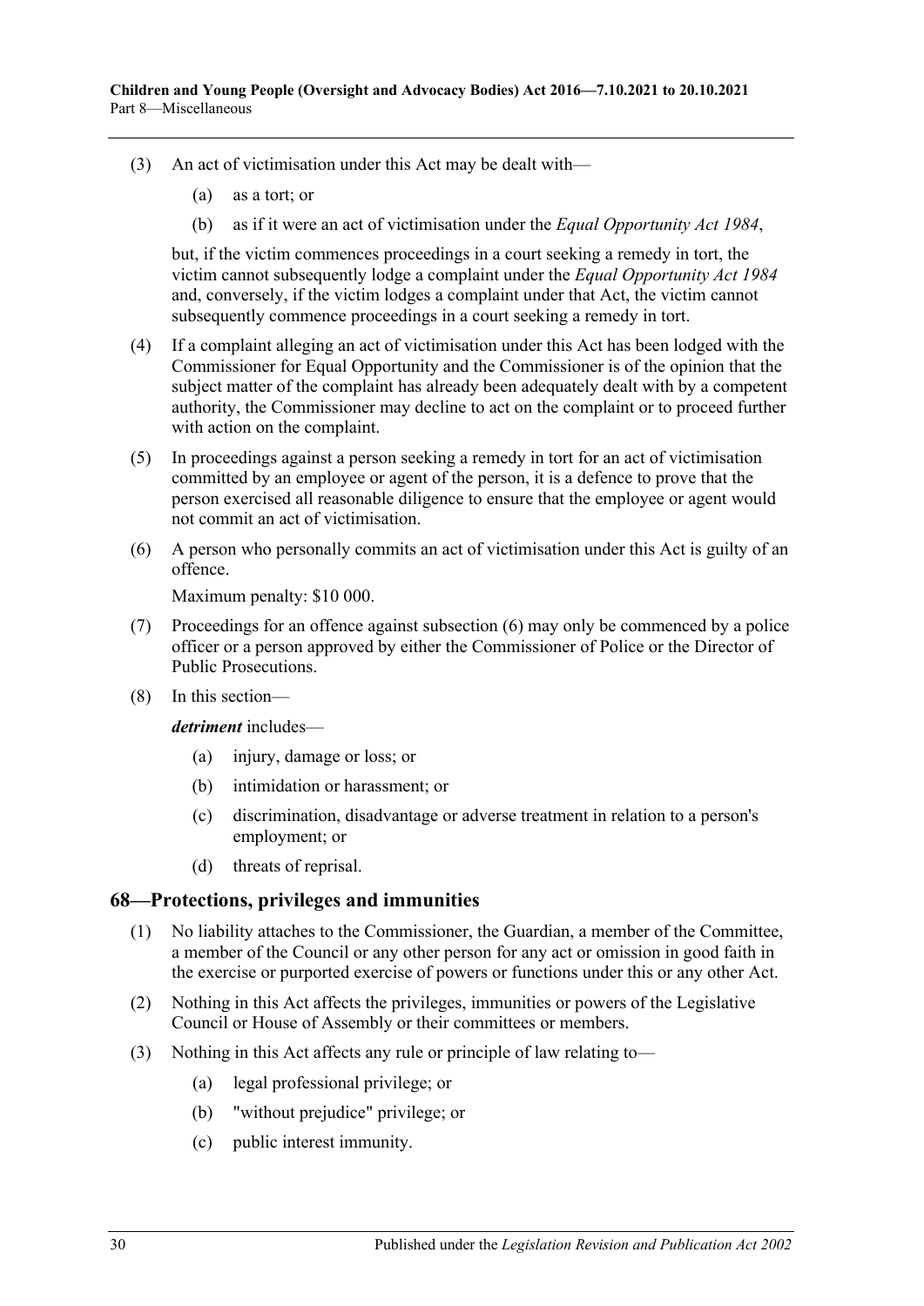(3) An act of victimisation under this Act may be dealt with—

(a) as a tort; or

(b) as if it were an act of victimisation under the *Equal Opportunity Act 1984*,

but, if the victim commences proceedings in a court seeking a remedy in tort, the victim cannot subsequently lodge a complaint under the *Equal Opportunity Act 1984* and, conversely, if the victim lodges a complaint under that Act, the victim cannot subsequently commence proceedings in a court seeking a remedy in tort.

(4) If a complaint alleging an act of victimisation under this Act has been lodged with the Commissioner for Equal Opportunity and the Commissioner is of the opinion that the subject matter of the complaint has already been adequately dealt with by a competent authority, the Commissioner may decline to act on the complaint or to proceed further with action on the complaint.

(5) In proceedings against a person seeking a remedy in tort for an act of victimisation committed by an employee or agent of the person, it is a defence to prove that the person exercised all reasonable diligence to ensure that the employee or agent would not commit an act of victimisation.

(6) A person who personally commits an act of victimisation under this Act is guilty of an offence.

Maximum penalty: $10 000.

(7) Proceedings for an offence against subsection (6) may only be commenced by a police officer or a person approved by either the Commissioner of Police or the Director of Public Prosecutions.

(8) In this section—

***detriment*** includes—

(a) injury, damage or loss; or

(b) intimidation or harassment; or

(c) discrimination, disadvantage or adverse treatment in relation to a person's employment; or

(d) threats of reprisal.

## 68—Protections, privileges and immunities

(1) No liability attaches to the Commissioner, the Guardian, a member of the Committee, a member of the Council or any other person for any act or omission in good faith in the exercise or purported exercise of powers or functions under this or any other Act.

(2) Nothing in this Act affects the privileges, immunities or powers of the Legislative Council or House of Assembly or their committees or members.

(3) Nothing in this Act affects any rule or principle of law relating to—

(a) legal professional privilege; or

(b) "without prejudice" privilege; or

(c) public interest immunity.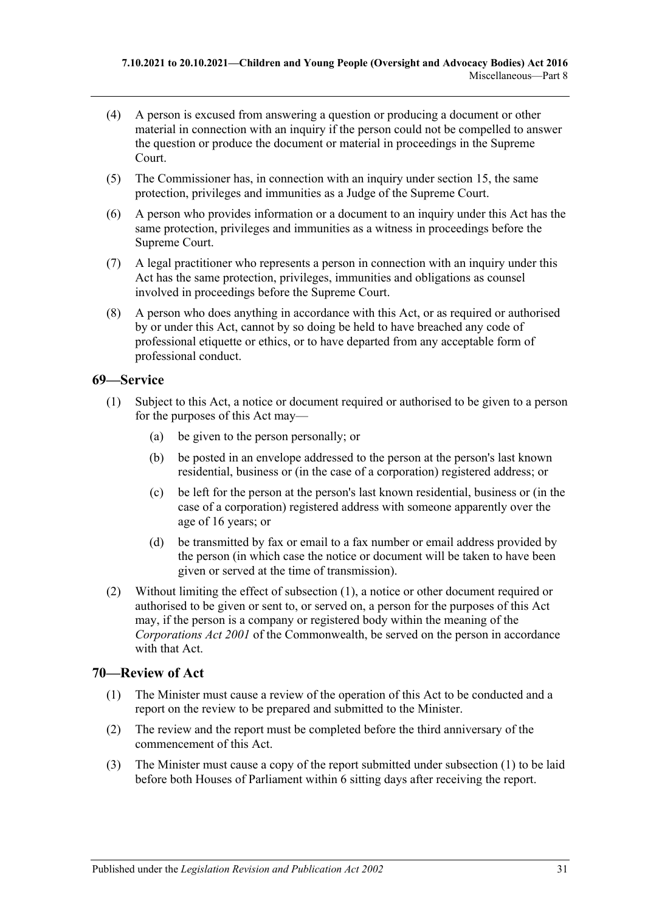(4) A person is excused from answering a question or producing a document or other material in connection with an inquiry if the person could not be compelled to answer the question or produce the document or material in proceedings in the Supreme Court.

(5) The Commissioner has, in connection with an inquiry under section 15, the same protection, privileges and immunities as a Judge of the Supreme Court.

(6) A person who provides information or a document to an inquiry under this Act has the same protection, privileges and immunities as a witness in proceedings before the Supreme Court.

(7) A legal practitioner who represents a person in connection with an inquiry under this Act has the same protection, privileges, immunities and obligations as counsel involved in proceedings before the Supreme Court.

(8) A person who does anything in accordance with this Act, or as required or authorised by or under this Act, cannot by so doing be held to have breached any code of professional etiquette or ethics, or to have departed from any acceptable form of professional conduct.

## 69—Service

(1) Subject to this Act, a notice or document required or authorised to be given to a person for the purposes of this Act may—

   (a) be given to the person personally; or

   (b) be posted in an envelope addressed to the person at the person's last known residential, business or (in the case of a corporation) registered address; or

   (c) be left for the person at the person's last known residential, business or (in the case of a corporation) registered address with someone apparently over the age of 16 years; or

   (d) be transmitted by fax or email to a fax number or email address provided by the person (in which case the notice or document will be taken to have been given or served at the time of transmission).

(2) Without limiting the effect of subsection (1), a notice or other document required or authorised to be given or sent to, or served on, a person for the purposes of this Act may, if the person is a company or registered body within the meaning of the *Corporations Act 2001* of the Commonwealth, be served on the person in accordance with that Act.

## 70—Review of Act

(1) The Minister must cause a review of the operation of this Act to be conducted and a report on the review to be prepared and submitted to the Minister.

(2) The review and the report must be completed before the third anniversary of the commencement of this Act.

(3) The Minister must cause a copy of the report submitted under subsection (1) to be laid before both Houses of Parliament within 6 sitting days after receiving the report.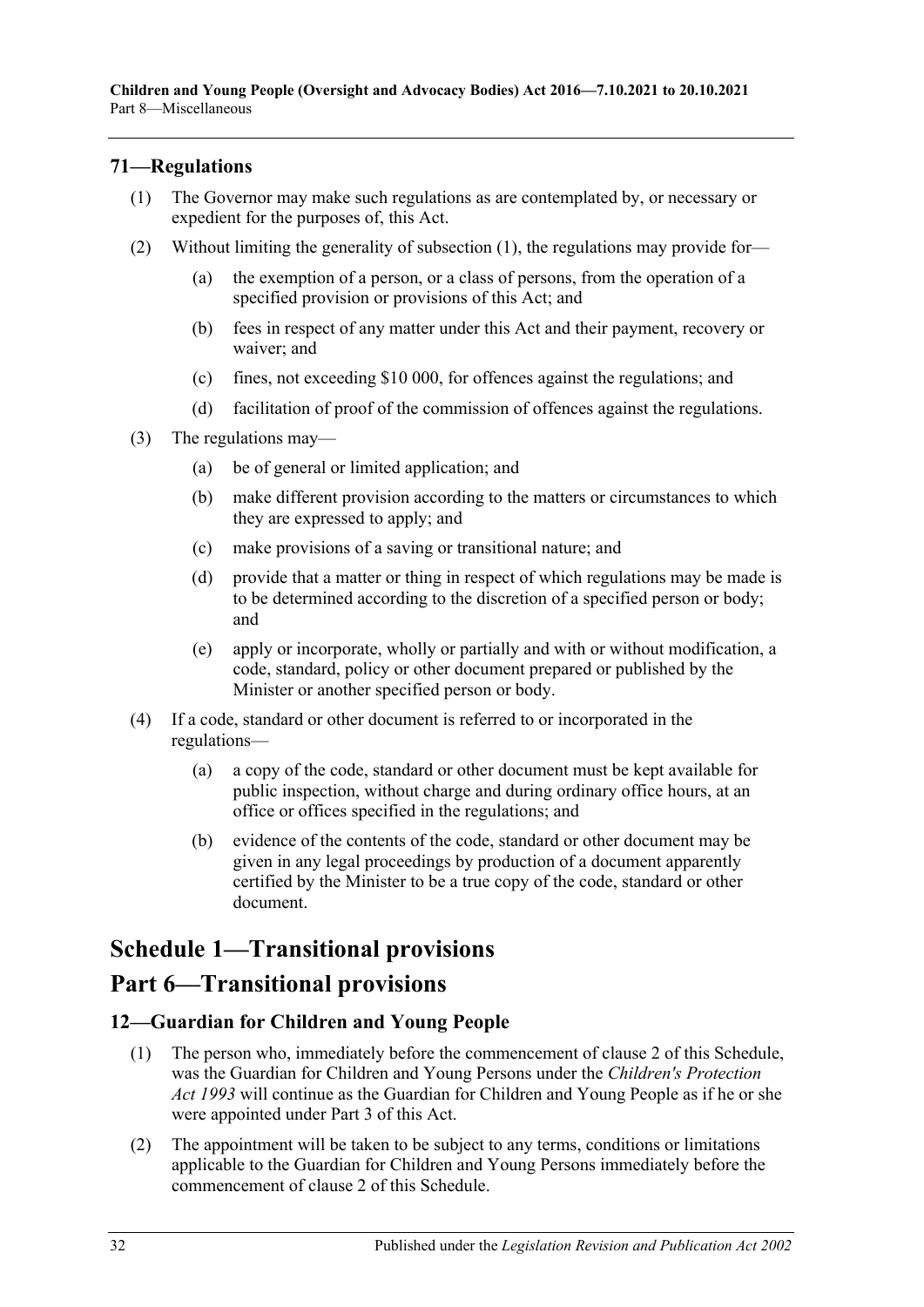### 71—Regulations

(1) The Governor may make such regulations as are contemplated by, or necessary or expedient for the purposes of, this Act.

(2) Without limiting the generality of subsection (1), the regulations may provide for—

(a) the exemption of a person, or a class of persons, from the operation of a specified provision or provisions of this Act; and

(b) fees in respect of any matter under this Act and their payment, recovery or waiver; and

(c) fines, not exceeding $10 000, for offences against the regulations; and

(d) facilitation of proof of the commission of offences against the regulations.

(3) The regulations may—

(a) be of general or limited application; and

(b) make different provision according to the matters or circumstances to which they are expressed to apply; and

(c) make provisions of a saving or transitional nature; and

(d) provide that a matter or thing in respect of which regulations may be made is to be determined according to the discretion of a specified person or body; and

(e) apply or incorporate, wholly or partially and with or without modification, a code, standard, policy or other document prepared or published by the Minister or another specified person or body.

(4) If a code, standard or other document is referred to or incorporated in the regulations—

(a) a copy of the code, standard or other document must be kept available for public inspection, without charge and during ordinary office hours, at an office or offices specified in the regulations; and

(b) evidence of the contents of the code, standard or other document may be given in any legal proceedings by production of a document apparently certified by the Minister to be a true copy of the code, standard or other document.

# Schedule 1—Transitional provisions

# Part 6—Transitional provisions

### 12—Guardian for Children and Young People

(1) The person who, immediately before the commencement of clause 2 of this Schedule, was the Guardian for Children and Young Persons under the *Children's Protection Act 1993* will continue as the Guardian for Children and Young People as if he or she were appointed under Part 3 of this Act.

(2) The appointment will be taken to be subject to any terms, conditions or limitations applicable to the Guardian for Children and Young Persons immediately before the commencement of clause 2 of this Schedule.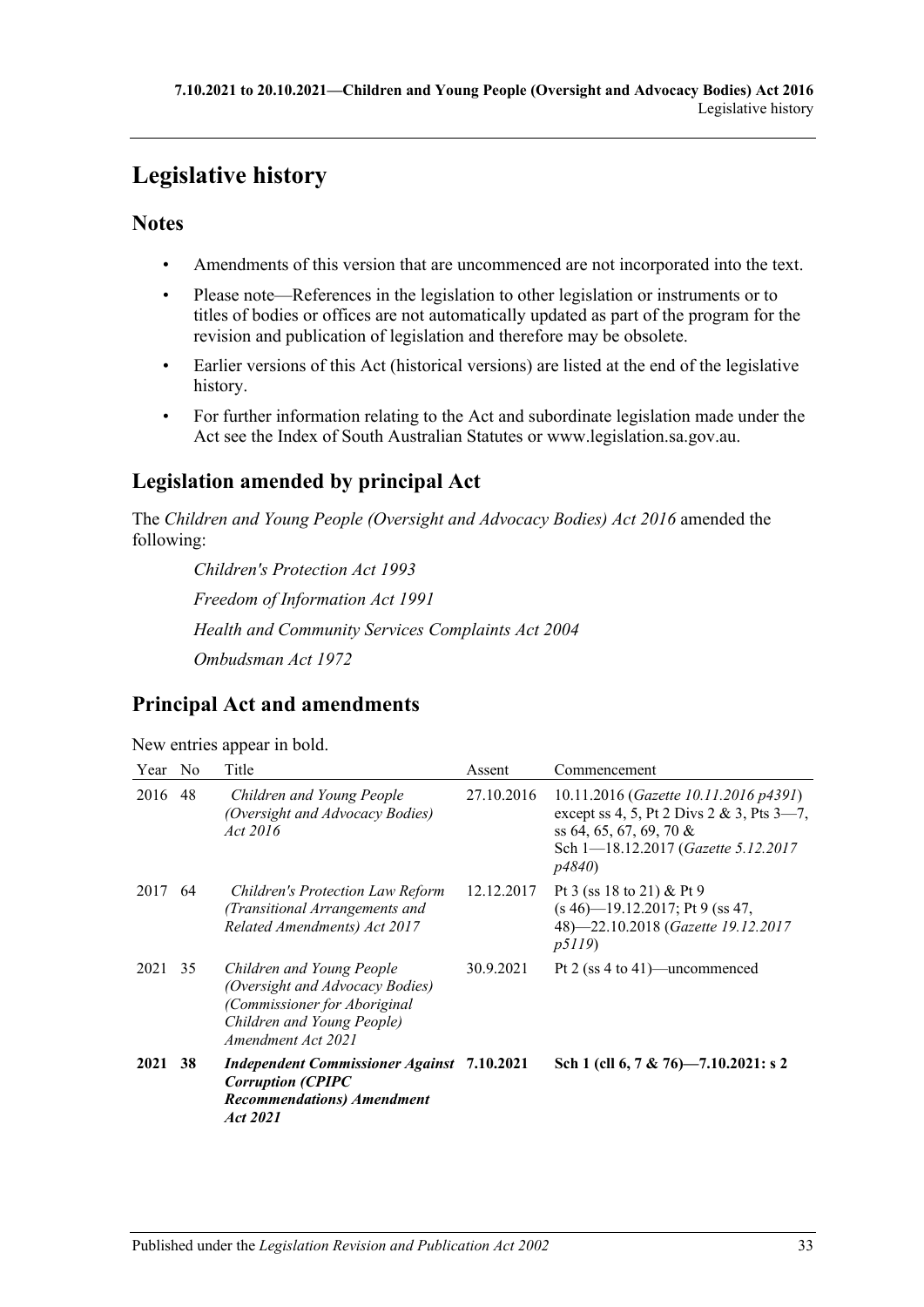# Legislative history

## Notes

- Amendments of this version that are uncommenced are not incorporated into the text.
- Please note—References in the legislation to other legislation or instruments or to titles of bodies or offices are not automatically updated as part of the program for the revision and publication of legislation and therefore may be obsolete.
- Earlier versions of this Act (historical versions) are listed at the end of the legislative history.
- For further information relating to the Act and subordinate legislation made under the Act see the Index of South Australian Statutes or www.legislation.sa.gov.au.

## Legislation amended by principal Act

The *Children and Young People (Oversight and Advocacy Bodies) Act 2016* amended the following:

*Children's Protection Act 1993*

*Freedom of Information Act 1991*

*Health and Community Services Complaints Act 2004*

*Ombudsman Act 1972*

## Principal Act and amendments

New entries appear in bold.

| Year | No | Title | Assent | Commencement |
|---|---|---|---|---|
| 2016 | 48 | *Children and Young People (Oversight and Advocacy Bodies) Act 2016* | 27.10.2016 | 10.11.2016 (*Gazette 10.11.2016 p4391*) except ss 4, 5, Pt 2 Divs 2 & 3, Pts 3—7, ss 64, 65, 67, 69, 70 & Sch 1—18.12.2017 (*Gazette 5.12.2017 p4840*) |
| 2017 | 64 | *Children's Protection Law Reform (Transitional Arrangements and Related Amendments) Act 2017* | 12.12.2017 | Pt 3 (ss 18 to 21) & Pt 9 (s 46)—19.12.2017; Pt 9 (ss 47, 48)—22.10.2018 (*Gazette 19.12.2017 p5119*) |
| 2021 | 35 | *Children and Young People (Oversight and Advocacy Bodies) (Commissioner for Aboriginal Children and Young People) Amendment Act 2021* | 30.9.2021 | Pt 2 (ss 4 to 41)—uncommenced |
| **2021** | **38** | ***Independent Commissioner Against Corruption (CPIPC Recommendations) Amendment Act 2021*** | **7.10.2021** | **Sch 1 (cll 6, 7 & 76)—7.10.2021: s 2** |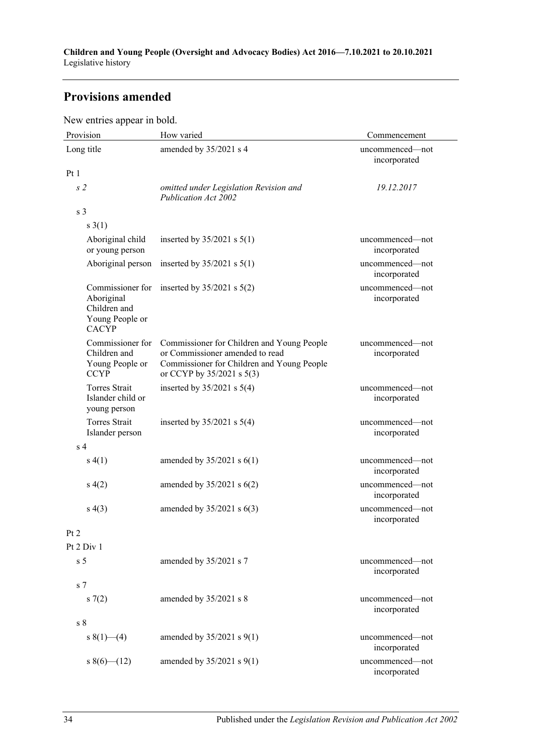## Provisions amended

New entries appear in bold.

| Provision | How varied | Commencement |
|---|---|---|
| Long title | amended by 35/2021 s 4 | uncommenced—not incorporated |
| Pt 1 | | |
| *s 2* | *omitted under Legislation Revision and Publication Act 2002* | *19.12.2017* |
| s 3 | | |
| s 3(1) | | |
| Aboriginal child or young person | inserted by 35/2021 s 5(1) | uncommenced—not incorporated |
| Aboriginal person | inserted by 35/2021 s 5(1) | uncommenced—not incorporated |
| Commissioner for Aboriginal Children and Young People or CACYP | inserted by 35/2021 s 5(2) | uncommenced—not incorporated |
| Commissioner for Children and Young People or CCYP | Commissioner for Children and Young People or Commissioner amended to read Commissioner for Children and Young People or CCYP by 35/2021 s 5(3) | uncommenced—not incorporated |
| Torres Strait Islander child or young person | inserted by 35/2021 s 5(4) | uncommenced—not incorporated |
| Torres Strait Islander person | inserted by 35/2021 s 5(4) | uncommenced—not incorporated |
| s 4 | | |
| s 4(1) | amended by 35/2021 s 6(1) | uncommenced—not incorporated |
| s 4(2) | amended by 35/2021 s 6(2) | uncommenced—not incorporated |
| s 4(3) | amended by 35/2021 s 6(3) | uncommenced—not incorporated |
| Pt 2 | | |
| Pt 2 Div 1 | | |
| s 5 | amended by 35/2021 s 7 | uncommenced—not incorporated |
| s 7 | | |
| s 7(2) | amended by 35/2021 s 8 | uncommenced—not incorporated |
| s 8 | | |
| s 8(1)—(4) | amended by 35/2021 s 9(1) | uncommenced—not incorporated |
| s 8(6)—(12) | amended by 35/2021 s 9(1) | uncommenced—not incorporated |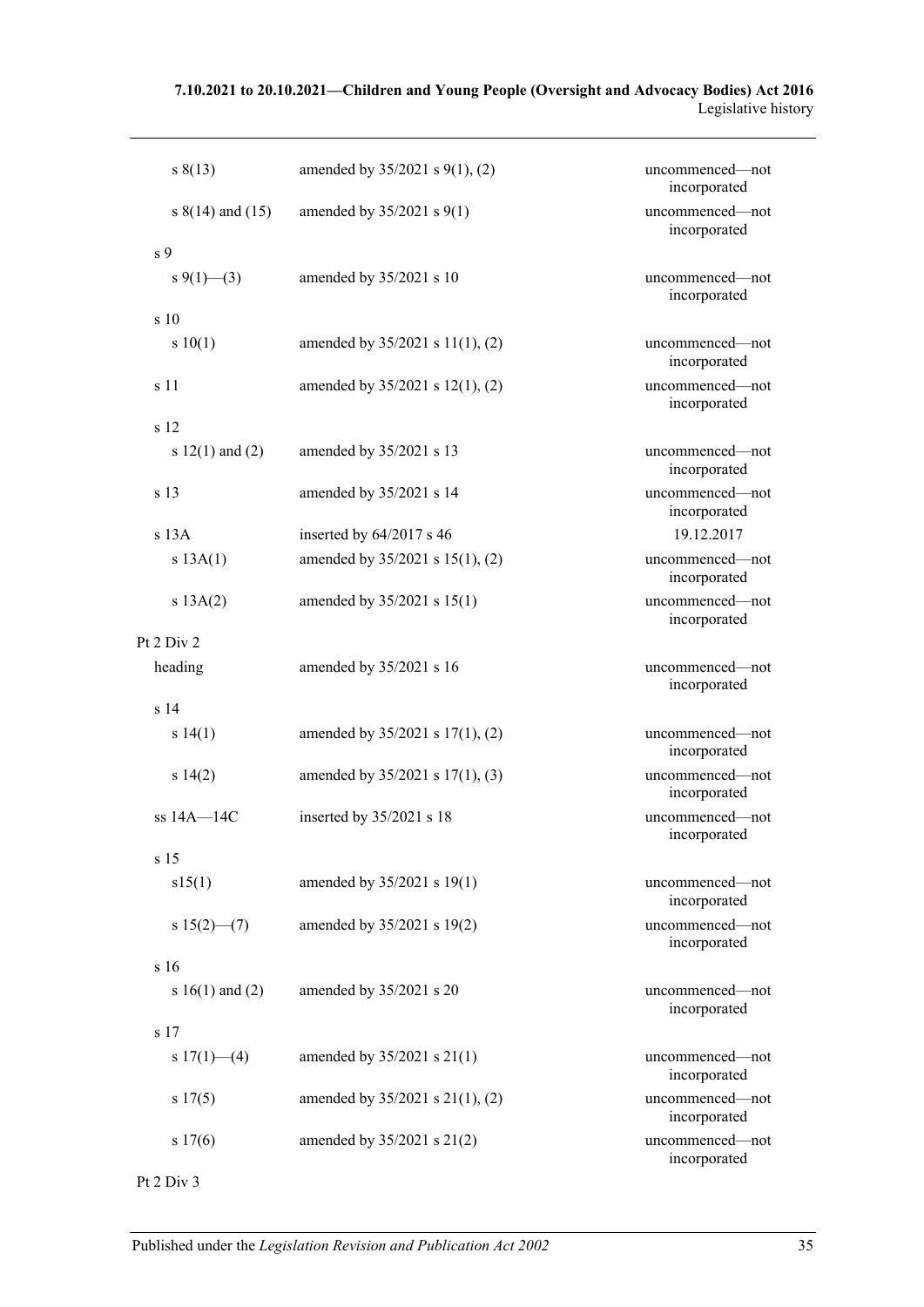| | | |
|---|---|---|
| s 8(13) | amended by 35/2021 s 9(1), (2) | uncommenced—not incorporated |
| s 8(14) and (15) | amended by 35/2021 s 9(1) | uncommenced—not incorporated |
| s 9 | | |
| s 9(1)—(3) | amended by 35/2021 s 10 | uncommenced—not incorporated |
| s 10 | | |
| s 10(1) | amended by 35/2021 s 11(1), (2) | uncommenced—not incorporated |
| s 11 | amended by 35/2021 s 12(1), (2) | uncommenced—not incorporated |
| s 12 | | |
| s 12(1) and (2) | amended by 35/2021 s 13 | uncommenced—not incorporated |
| s 13 | amended by 35/2021 s 14 | uncommenced—not incorporated |
| s 13A | inserted by 64/2017 s 46 | 19.12.2017 |
| s 13A(1) | amended by 35/2021 s 15(1), (2) | uncommenced—not incorporated |
| s 13A(2) | amended by 35/2021 s 15(1) | uncommenced—not incorporated |
| Pt 2 Div 2 | | |
| heading | amended by 35/2021 s 16 | uncommenced—not incorporated |
| s 14 | | |
| s 14(1) | amended by 35/2021 s 17(1), (2) | uncommenced—not incorporated |
| s 14(2) | amended by 35/2021 s 17(1), (3) | uncommenced—not incorporated |
| ss 14A—14C | inserted by 35/2021 s 18 | uncommenced—not incorporated |
| s 15 | | |
| s15(1) | amended by 35/2021 s 19(1) | uncommenced—not incorporated |
| s 15(2)—(7) | amended by 35/2021 s 19(2) | uncommenced—not incorporated |
| s 16 | | |
| s 16(1) and (2) | amended by 35/2021 s 20 | uncommenced—not incorporated |
| s 17 | | |
| s 17(1)—(4) | amended by 35/2021 s 21(1) | uncommenced—not incorporated |
| s 17(5) | amended by 35/2021 s 21(1), (2) | uncommenced—not incorporated |
| s 17(6) | amended by 35/2021 s 21(2) | uncommenced—not incorporated |
| Pt 2 Div 3 | | |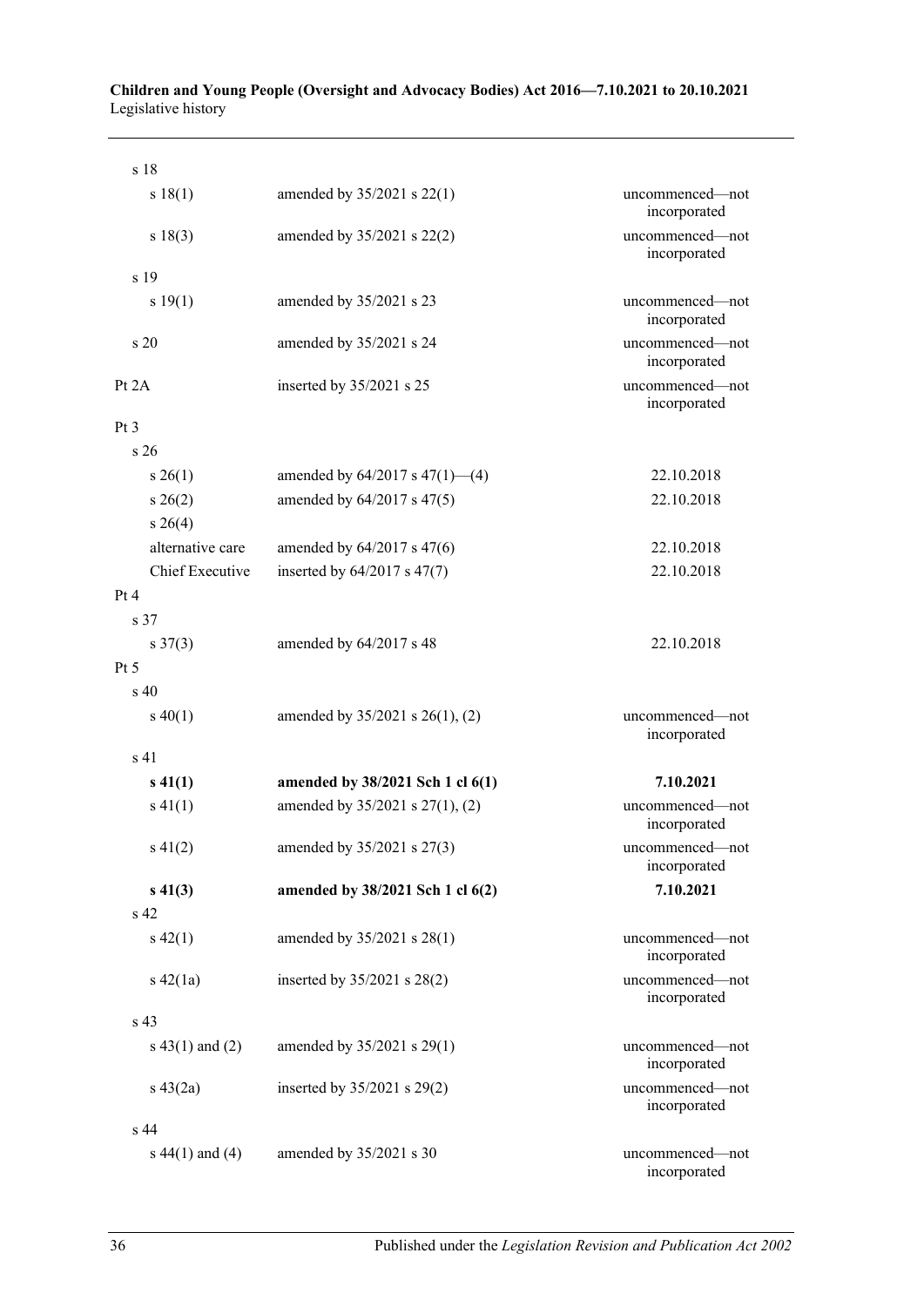| | | |
|---|---|---|
| s 18 | | |
| s 18(1) | amended by 35/2021 s 22(1) | uncommenced—not incorporated |
| s 18(3) | amended by 35/2021 s 22(2) | uncommenced—not incorporated |
| s 19 | | |
| s 19(1) | amended by 35/2021 s 23 | uncommenced—not incorporated |
| s 20 | amended by 35/2021 s 24 | uncommenced—not incorporated |
| Pt 2A | inserted by 35/2021 s 25 | uncommenced—not incorporated |
| Pt 3 | | |
| s 26 | | |
| s 26(1) | amended by 64/2017 s 47(1)—(4) | 22.10.2018 |
| s 26(2) | amended by 64/2017 s 47(5) | 22.10.2018 |
| s 26(4) | | |
| alternative care | amended by 64/2017 s 47(6) | 22.10.2018 |
| Chief Executive | inserted by 64/2017 s 47(7) | 22.10.2018 |
| Pt 4 | | |
| s 37 | | |
| s 37(3) | amended by 64/2017 s 48 | 22.10.2018 |
| Pt 5 | | |
| s 40 | | |
| s 40(1) | amended by 35/2021 s 26(1), (2) | uncommenced—not incorporated |
| s 41 | | |
| **s 41(1)** | **amended by 38/2021 Sch 1 cl 6(1)** | **7.10.2021** |
| s 41(1) | amended by 35/2021 s 27(1), (2) | uncommenced—not incorporated |
| s 41(2) | amended by 35/2021 s 27(3) | uncommenced—not incorporated |
| **s 41(3)** | **amended by 38/2021 Sch 1 cl 6(2)** | **7.10.2021** |
| s 42 | | |
| s 42(1) | amended by 35/2021 s 28(1) | uncommenced—not incorporated |
| s 42(1a) | inserted by 35/2021 s 28(2) | uncommenced—not incorporated |
| s 43 | | |
| s 43(1) and (2) | amended by 35/2021 s 29(1) | uncommenced—not incorporated |
| s 43(2a) | inserted by 35/2021 s 29(2) | uncommenced—not incorporated |
| s 44 | | |
| s 44(1) and (4) | amended by 35/2021 s 30 | uncommenced—not incorporated |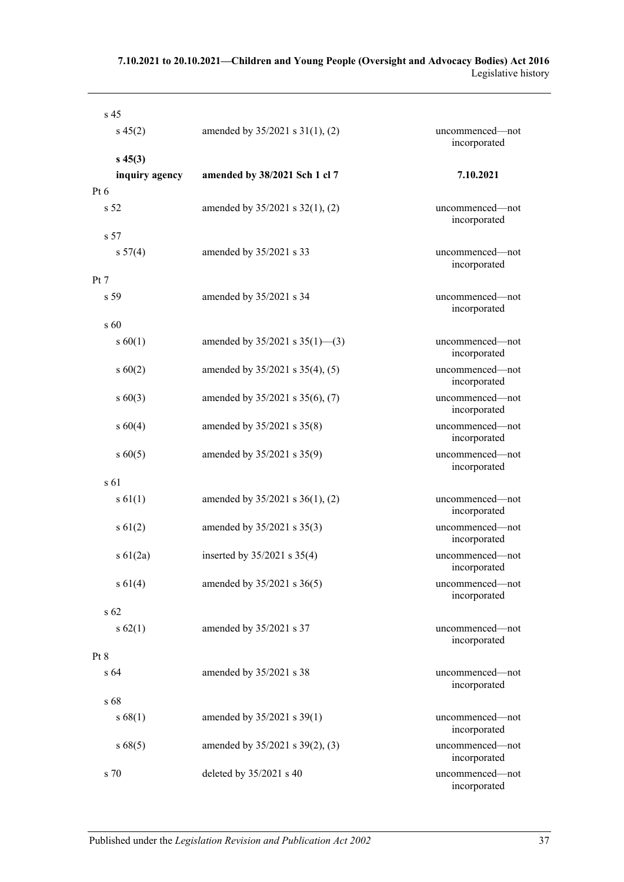| | | |
|---|---|---|
| s 45 | | |
| s 45(2) | amended by 35/2021 s 31(1), (2) | uncommenced—not incorporated |
| **s 45(3)** | | |
| **inquiry agency** | **amended by 38/2021 Sch 1 cl 7** | **7.10.2021** |
| Pt 6 | | |
| s 52 | amended by 35/2021 s 32(1), (2) | uncommenced—not incorporated |
| s 57 | | |
| s 57(4) | amended by 35/2021 s 33 | uncommenced—not incorporated |
| Pt 7 | | |
| s 59 | amended by 35/2021 s 34 | uncommenced—not incorporated |
| s 60 | | |
| s 60(1) | amended by 35/2021 s 35(1)—(3) | uncommenced—not incorporated |
| s 60(2) | amended by 35/2021 s 35(4), (5) | uncommenced—not incorporated |
| s 60(3) | amended by 35/2021 s 35(6), (7) | uncommenced—not incorporated |
| s 60(4) | amended by 35/2021 s 35(8) | uncommenced—not incorporated |
| s 60(5) | amended by 35/2021 s 35(9) | uncommenced—not incorporated |
| s 61 | | |
| s 61(1) | amended by 35/2021 s 36(1), (2) | uncommenced—not incorporated |
| s 61(2) | amended by 35/2021 s 35(3) | uncommenced—not incorporated |
| s 61(2a) | inserted by 35/2021 s 35(4) | uncommenced—not incorporated |
| s 61(4) | amended by 35/2021 s 36(5) | uncommenced—not incorporated |
| s 62 | | |
| s 62(1) | amended by 35/2021 s 37 | uncommenced—not incorporated |
| Pt 8 | | |
| s 64 | amended by 35/2021 s 38 | uncommenced—not incorporated |
| s 68 | | |
| s 68(1) | amended by 35/2021 s 39(1) | uncommenced—not incorporated |
| s 68(5) | amended by 35/2021 s 39(2), (3) | uncommenced—not incorporated |
| s 70 | deleted by 35/2021 s 40 | uncommenced—not incorporated |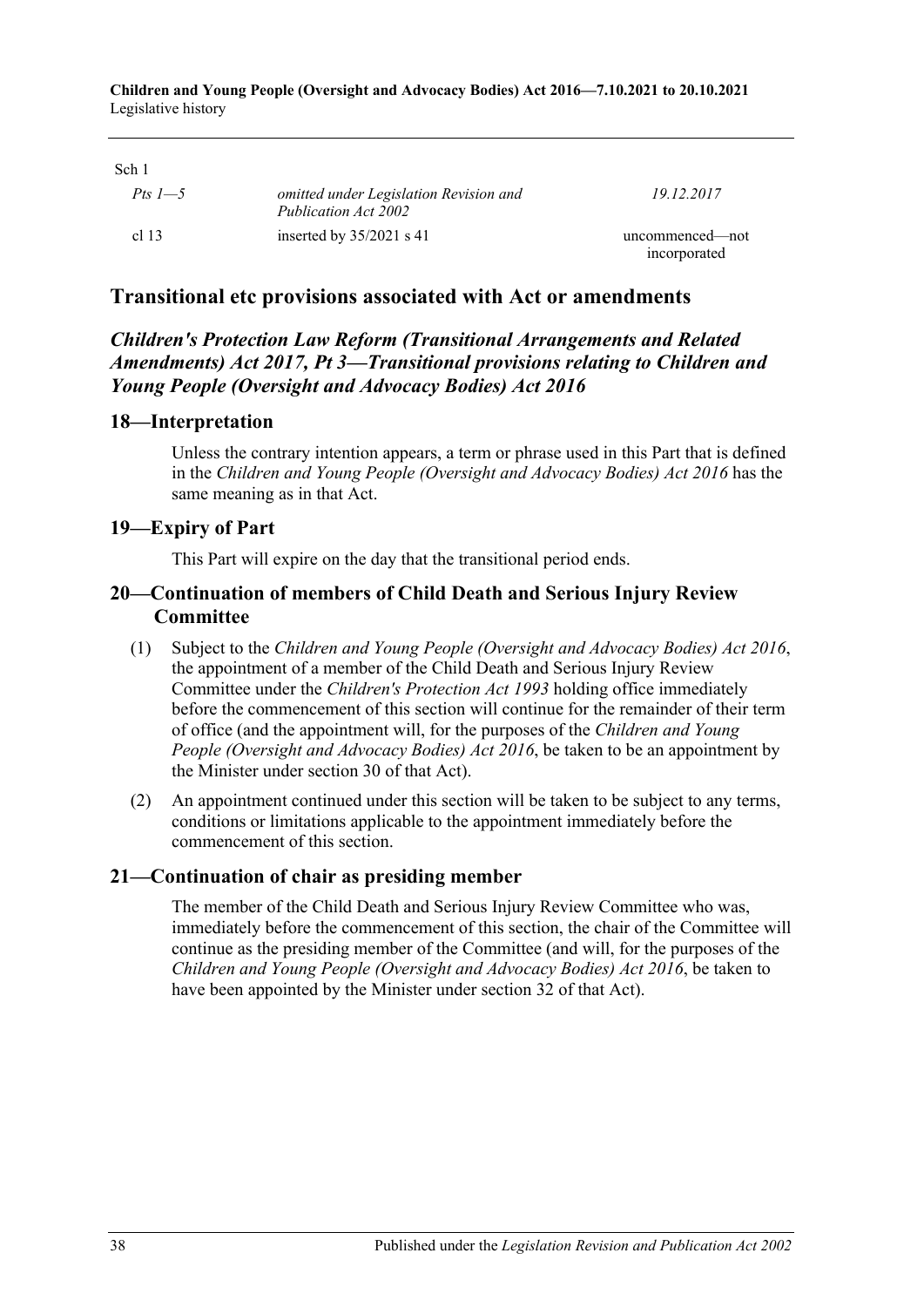Sch 1

| | | |
|---|---|---|
| *Pts 1—5* | *omitted under Legislation Revision and Publication Act 2002* | *19.12.2017* |
| cl 13 | inserted by 35/2021 s 41 | uncommenced—not incorporated |

## Transitional etc provisions associated with Act or amendments

### *Children's Protection Law Reform (Transitional Arrangements and Related Amendments) Act 2017, Pt 3—Transitional provisions relating to Children and Young People (Oversight and Advocacy Bodies) Act 2016*

### 18—Interpretation

Unless the contrary intention appears, a term or phrase used in this Part that is defined in the *Children and Young People (Oversight and Advocacy Bodies) Act 2016* has the same meaning as in that Act.

### 19—Expiry of Part

This Part will expire on the day that the transitional period ends.

### 20—Continuation of members of Child Death and Serious Injury Review Committee

(1) Subject to the *Children and Young People (Oversight and Advocacy Bodies) Act 2016*, the appointment of a member of the Child Death and Serious Injury Review Committee under the *Children's Protection Act 1993* holding office immediately before the commencement of this section will continue for the remainder of their term of office (and the appointment will, for the purposes of the *Children and Young People (Oversight and Advocacy Bodies) Act 2016*, be taken to be an appointment by the Minister under section 30 of that Act).

(2) An appointment continued under this section will be taken to be subject to any terms, conditions or limitations applicable to the appointment immediately before the commencement of this section.

### 21—Continuation of chair as presiding member

The member of the Child Death and Serious Injury Review Committee who was, immediately before the commencement of this section, the chair of the Committee will continue as the presiding member of the Committee (and will, for the purposes of the *Children and Young People (Oversight and Advocacy Bodies) Act 2016*, be taken to have been appointed by the Minister under section 32 of that Act).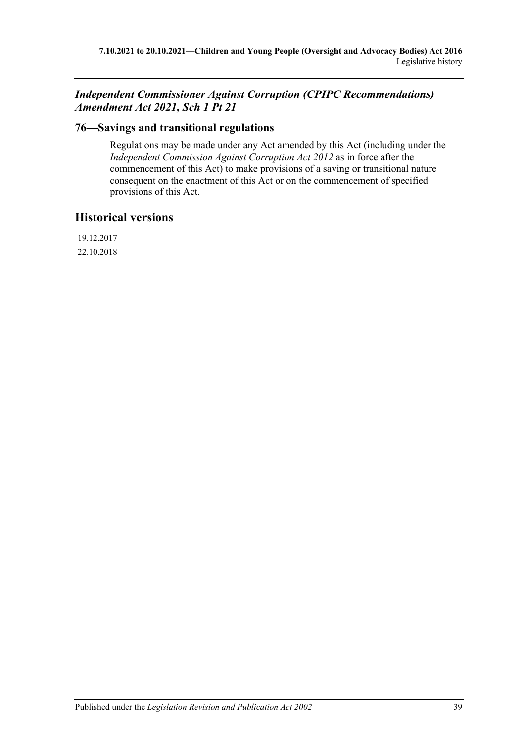### *Independent Commissioner Against Corruption (CPIPC Recommendations) Amendment Act 2021, Sch 1 Pt 21*

#### 76—Savings and transitional regulations

Regulations may be made under any Act amended by this Act (including under the *Independent Commission Against Corruption Act 2012* as in force after the commencement of this Act) to make provisions of a saving or transitional nature consequent on the enactment of this Act or on the commencement of specified provisions of this Act.

## Historical versions

19.12.2017

22.10.2018